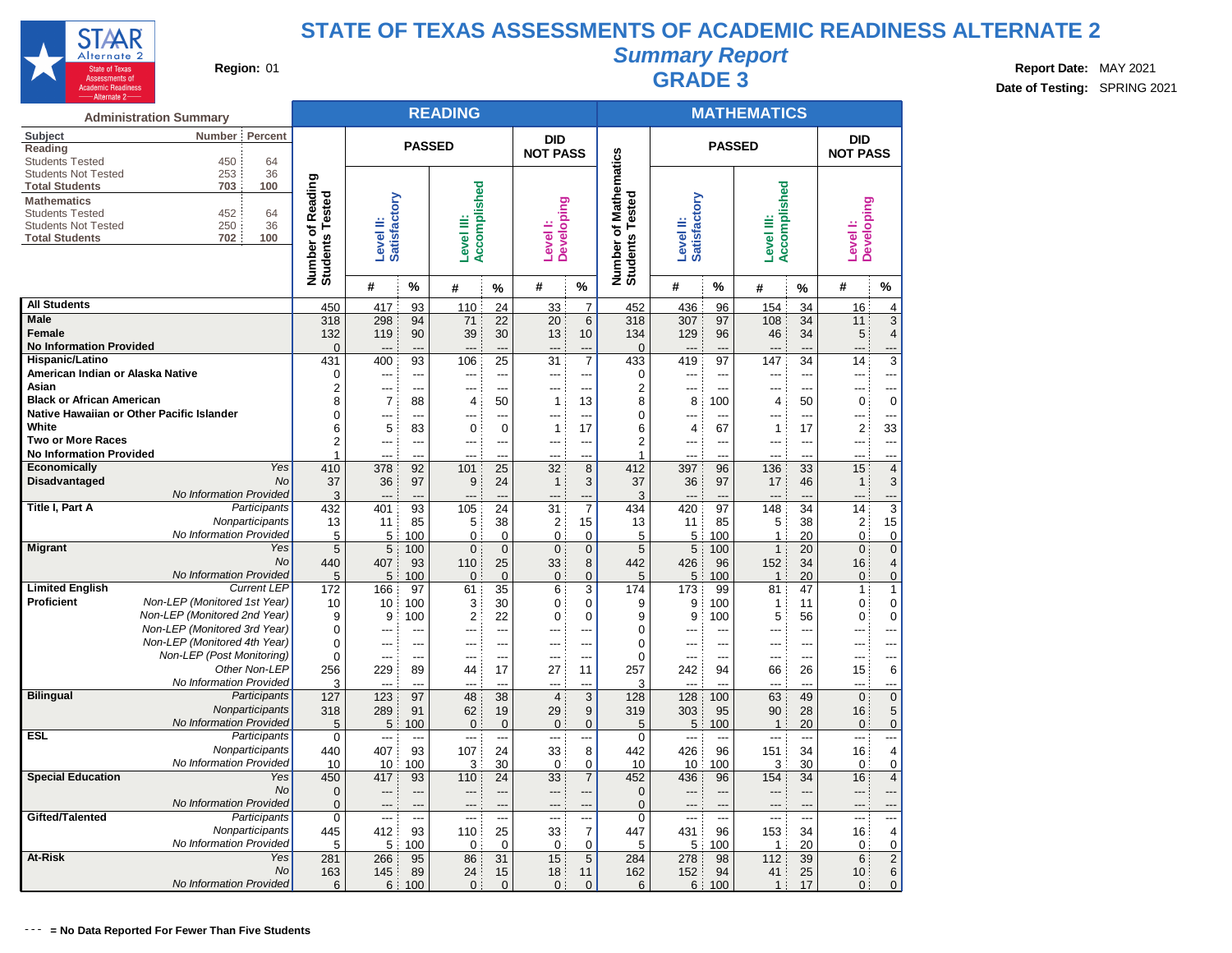# STATE OF TEXAS ASSESSMENTS OF ACADEMIC READINESS ALTERNATE 2

## *Summary Report*

## GRADE 3

**Region:** 01

**Report Date:** MAY 2021
**Date of Testing:** SPRING 2021

### Administration Summary

| Subject | Number | Percent |
|---|---|---|
| **Reading** | | |
| Students Tested | 450 | 64 |
| Students Not Tested | 253 | 36 |
| **Total Students** | **703** | **100** |
| **Mathematics** | | |
| Students Tested | 452 | 64 |
| Students Not Tested | 250 | 36 |
| **Total Students** | **702** | **100** |

| | | READING | | | | | | | MATHEMATICS | | | | | | |
|---|---|---|---|---|---|---|---|---|---|---|---|---|---|---|---|
| | | | PASSED | | | | DID NOT PASS | | | PASSED | | | | DID NOT PASS | |
| | | Number of Reading Students Tested | Level II: Satisfactory | | Level III: Accomplished | | Level I: Developing | | Number of Mathematics Students Tested | Level II: Satisfactory | | Level III: Accomplished | | Level I: Developing | |
| | | | # | % | # | % | # | % | | # | % | # | % | # | % |
| **All Students** | | 450 | 417 | 93 | 110 | 24 | 33 | 7 | 452 | 436 | 96 | 154 | 34 | 16 | 4 |
| **Male** | | 318 | 298 | 94 | 71 | 22 | 20 | 6 | 318 | 307 | 97 | 108 | 34 | 11 | 3 |
| **Female** | | 132 | 119 | 90 | 39 | 30 | 13 | 10 | 134 | 129 | 96 | 46 | 34 | 5 | 4 |
| **No Information Provided** | | 0 | --- | --- | --- | --- | --- | --- | 0 | --- | --- | --- | --- | --- | --- |
| **Hispanic/Latino** | | 431 | 400 | 93 | 106 | 25 | 31 | 7 | 433 | 419 | 97 | 147 | 34 | 14 | 3 |
| **American Indian or Alaska Native** | | 0 | --- | --- | --- | --- | --- | --- | 0 | --- | --- | --- | --- | --- | --- |
| **Asian** | | 2 | --- | --- | --- | --- | --- | --- | 2 | --- | --- | --- | --- | --- | --- |
| **Black or African American** | | 8 | 7 | 88 | 4 | 50 | 1 | 13 | 8 | 8 | 100 | 4 | 50 | 0 | 0 |
| **Native Hawaiian or Other Pacific Islander** | | 0 | --- | --- | --- | --- | --- | --- | 0 | --- | --- | --- | --- | --- | --- |
| **White** | | 6 | 5 | 83 | 0 | 0 | 1 | 17 | 6 | 4 | 67 | 1 | 17 | 2 | 33 |
| **Two or More Races** | | 2 | --- | --- | --- | --- | --- | --- | 2 | --- | --- | --- | --- | --- | --- |
| **No Information Provided** | | 1 | --- | --- | --- | --- | --- | --- | 1 | --- | --- | --- | --- | --- | --- |
| **Economically Disadvantaged** | *Yes* | 410 | 378 | 92 | 101 | 25 | 32 | 8 | 412 | 397 | 96 | 136 | 33 | 15 | 4 |
| | *No* | 37 | 36 | 97 | 9 | 24 | 1 | 3 | 37 | 36 | 97 | 17 | 46 | 1 | 3 |
| | *No Information Provided* | 3 | --- | --- | --- | --- | --- | --- | 3 | --- | --- | --- | --- | --- | --- |
| **Title I, Part A** | *Participants* | 432 | 401 | 93 | 105 | 24 | 31 | 7 | 434 | 420 | 97 | 148 | 34 | 14 | 3 |
| | *Nonparticipants* | 13 | 11 | 85 | 5 | 38 | 2 | 15 | 13 | 11 | 85 | 5 | 38 | 2 | 15 |
| | *No Information Provided* | 5 | 5 | 100 | 0 | 0 | 0 | 0 | 5 | 5 | 100 | 1 | 20 | 0 | 0 |
| **Migrant** | *Yes* | 5 | 5 | 100 | 0 | 0 | 0 | 0 | 5 | 5 | 100 | 1 | 20 | 0 | 0 |
| | *No* | 440 | 407 | 93 | 110 | 25 | 33 | 8 | 442 | 426 | 96 | 152 | 34 | 16 | 4 |
| | *No Information Provided* | 5 | 5 | 100 | 0 | 0 | 0 | 0 | 5 | 5 | 100 | 1 | 20 | 0 | 0 |
| **Limited English Proficient** | *Current LEP* | 172 | 166 | 97 | 61 | 35 | 6 | 3 | 174 | 173 | 99 | 81 | 47 | 1 | 1 |
| | *Non-LEP (Monitored 1st Year)* | 10 | 10 | 100 | 3 | 30 | 0 | 0 | 9 | 9 | 100 | 1 | 11 | 0 | 0 |
| | *Non-LEP (Monitored 2nd Year)* | 9 | 9 | 100 | 2 | 22 | 0 | 0 | 9 | 9 | 100 | 5 | 56 | 0 | 0 |
| | *Non-LEP (Monitored 3rd Year)* | 0 | --- | --- | --- | --- | --- | --- | 0 | --- | --- | --- | --- | --- | --- |
| | *Non-LEP (Monitored 4th Year)* | 0 | --- | --- | --- | --- | --- | --- | 0 | --- | --- | --- | --- | --- | --- |
| | *Non-LEP (Post Monitoring)* | 0 | --- | --- | --- | --- | --- | --- | 0 | --- | --- | --- | --- | --- | --- |
| | *Other Non-LEP* | 256 | 229 | 89 | 44 | 17 | 27 | 11 | 257 | 242 | 94 | 66 | 26 | 15 | 6 |
| | *No Information Provided* | 3 | --- | --- | --- | --- | --- | --- | 3 | --- | --- | --- | --- | --- | --- |
| **Bilingual** | *Participants* | 127 | 123 | 97 | 48 | 38 | 4 | 3 | 128 | 128 | 100 | 63 | 49 | 0 | 0 |
| | *Nonparticipants* | 318 | 289 | 91 | 62 | 19 | 29 | 9 | 319 | 303 | 95 | 90 | 28 | 16 | 5 |
| | *No Information Provided* | 5 | 5 | 100 | 0 | 0 | 0 | 0 | 5 | 5 | 100 | 1 | 20 | 0 | 0 |
| **ESL** | *Participants* | 0 | --- | --- | --- | --- | --- | --- | 0 | --- | --- | --- | --- | --- | --- |
| | *Nonparticipants* | 440 | 407 | 93 | 107 | 24 | 33 | 8 | 442 | 426 | 96 | 151 | 34 | 16 | 4 |
| | *No Information Provided* | 10 | 10 | 100 | 3 | 30 | 0 | 0 | 10 | 10 | 100 | 3 | 30 | 0 | 0 |
| **Special Education** | *Yes* | 450 | 417 | 93 | 110 | 24 | 33 | 7 | 452 | 436 | 96 | 154 | 34 | 16 | 4 |
| | *No* | 0 | --- | --- | --- | --- | --- | --- | 0 | --- | --- | --- | --- | --- | --- |
| | *No Information Provided* | 0 | --- | --- | --- | --- | --- | --- | 0 | --- | --- | --- | --- | --- | --- |
| **Gifted/Talented** | *Participants* | 0 | --- | --- | --- | --- | --- | --- | 0 | --- | --- | --- | --- | --- | --- |
| | *Nonparticipants* | 445 | 412 | 93 | 110 | 25 | 33 | 7 | 447 | 431 | 96 | 153 | 34 | 16 | 4 |
| | *No Information Provided* | 5 | 5 | 100 | 0 | 0 | 0 | 0 | 5 | 5 | 100 | 1 | 20 | 0 | 0 |
| **At-Risk** | *Yes* | 281 | 266 | 95 | 86 | 31 | 15 | 5 | 284 | 278 | 98 | 112 | 39 | 6 | 2 |
| | *No* | 163 | 145 | 89 | 24 | 15 | 18 | 11 | 162 | 152 | 94 | 41 | 25 | 10 | 6 |
| | *No Information Provided* | 6 | 6 | 100 | 0 | 0 | 0 | 0 | 6 | 6 | 100 | 1 | 17 | 0 | 0 |

**--- = No Data Reported For Fewer Than Five Students**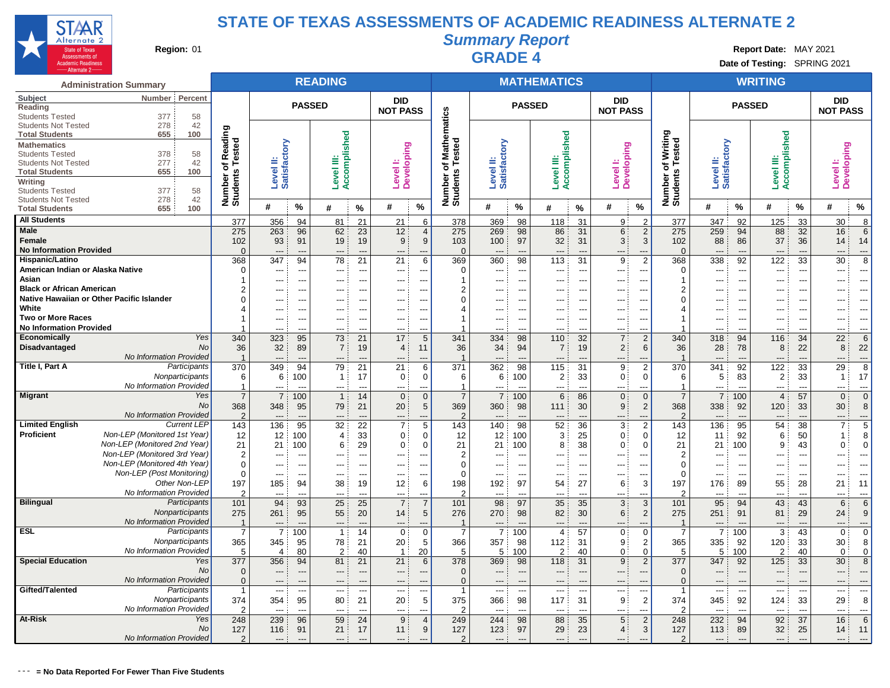# STATE OF TEXAS ASSESSMENTS OF ACADEMIC READINESS ALTERNATE 2

## *Summary Report*

## GRADE 4

**Region:** 01

**Report Date:** MAY 2021

**Date of Testing:** SPRING 2021

### Administration Summary

| Subject | Number | Percent |
|---|---|---|
| **Reading** | | |
| Students Tested | 377 | 58 |
| Students Not Tested | 278 | 42 |
| **Total Students** | **655** | **100** |
| **Mathematics** | | |
| Students Tested | 378 | 58 |
| Students Not Tested | 277 | 42 |
| **Total Students** | **655** | **100** |
| **Writing** | | |
| Students Tested | 377 | 58 |
| Students Not Tested | 278 | 42 |
| **Total Students** | **655** | **100** |

| | | READING | | | | | | | MATHEMATICS | | | | | | | WRITING | | | | | | |
|---|---|---|---|---|---|---|---|---|---|---|---|---|---|---|---|---|---|---|---|---|---|---|
| | | Number of Reading Students Tested | PASSED | | | | DID NOT PASS | | Number of Mathematics Students Tested | PASSED | | | | DID NOT PASS | | Number of Writing Students Tested | PASSED | | | | DID NOT PASS | |
| | | | Level II: Satisfactory | | Level III: Accomplished | | Level I: Developing | | | Level II: Satisfactory | | Level III: Accomplished | | Level I: Developing | | | Level II: Satisfactory | | Level III: Accomplished | | Level I: Developing | |
| | | | # | % | # | % | # | % | | # | % | # | % | # | % | | # | % | # | % | # | % |
| **All Students** | | 377 | 356 | 94 | 81 | 21 | 21 | 6 | 378 | 369 | 98 | 118 | 31 | 9 | 2 | 377 | 347 | 92 | 125 | 33 | 30 | 8 |
| **Male** | | 275 | 263 | 96 | 62 | 23 | 12 | 4 | 275 | 269 | 98 | 86 | 31 | 6 | 2 | 275 | 259 | 94 | 88 | 32 | 16 | 6 |
| **Female** | | 102 | 93 | 91 | 19 | 19 | 9 | 9 | 103 | 100 | 97 | 32 | 31 | 3 | 3 | 102 | 88 | 86 | 37 | 36 | 14 | 14 |
| **No Information Provided** | | 0 | --- | --- | --- | --- | --- | --- | 0 | --- | --- | --- | --- | --- | --- | 0 | --- | --- | --- | --- | --- | --- |
| **Hispanic/Latino** | | 368 | 347 | 94 | 78 | 21 | 21 | 6 | 369 | 360 | 98 | 113 | 31 | 9 | 2 | 368 | 338 | 92 | 122 | 33 | 30 | 8 |
| **American Indian or Alaska Native** | | 0 | --- | --- | --- | --- | --- | --- | 0 | --- | --- | --- | --- | --- | --- | 0 | --- | --- | --- | --- | --- | --- |
| **Asian** | | 1 | --- | --- | --- | --- | --- | --- | 1 | --- | --- | --- | --- | --- | --- | 1 | --- | --- | --- | --- | --- | --- |
| **Black or African American** | | 2 | --- | --- | --- | --- | --- | --- | 2 | --- | --- | --- | --- | --- | --- | 2 | --- | --- | --- | --- | --- | --- |
| **Native Hawaiian or Other Pacific Islander** | | 0 | --- | --- | --- | --- | --- | --- | 0 | --- | --- | --- | --- | --- | --- | 0 | --- | --- | --- | --- | --- | --- |
| **White** | | 4 | --- | --- | --- | --- | --- | --- | 4 | --- | --- | --- | --- | --- | --- | 4 | --- | --- | --- | --- | --- | --- |
| **Two or More Races** | | 1 | --- | --- | --- | --- | --- | --- | 1 | --- | --- | --- | --- | --- | --- | 1 | --- | --- | --- | --- | --- | --- |
| **No Information Provided** | | 1 | --- | --- | --- | --- | --- | --- | 1 | --- | --- | --- | --- | --- | --- | 1 | --- | --- | --- | --- | --- | --- |
| **Economically Disadvantaged** | *Yes* | 340 | 323 | 95 | 73 | 21 | 17 | 5 | 341 | 334 | 98 | 110 | 32 | 7 | 2 | 340 | 318 | 94 | 116 | 34 | 22 | 6 |
| | *No* | 36 | 32 | 89 | 7 | 19 | 4 | 11 | 36 | 34 | 94 | 7 | 19 | 2 | 6 | 36 | 28 | 78 | 8 | 22 | 8 | 22 |
| | *No Information Provided* | 1 | --- | --- | --- | --- | --- | --- | 1 | --- | --- | --- | --- | --- | --- | 1 | --- | --- | --- | --- | --- | --- |
| **Title I, Part A** | *Participants* | 370 | 349 | 94 | 79 | 21 | 21 | 6 | 371 | 362 | 98 | 115 | 31 | 9 | 2 | 370 | 341 | 92 | 122 | 33 | 29 | 8 |
| | *Nonparticipants* | 6 | 6 | 100 | 1 | 17 | 0 | 0 | 6 | 6 | 100 | 2 | 33 | 0 | 0 | 6 | 5 | 83 | 2 | 33 | 1 | 17 |
| | *No Information Provided* | 1 | --- | --- | --- | --- | --- | --- | 1 | --- | --- | --- | --- | --- | --- | 1 | --- | --- | --- | --- | --- | --- |
| **Migrant** | *Yes* | 7 | 7 | 100 | 1 | 14 | 0 | 0 | 7 | 7 | 100 | 6 | 86 | 0 | 0 | 7 | 7 | 100 | 4 | 57 | 0 | 0 |
| | *No* | 368 | 348 | 95 | 79 | 21 | 20 | 5 | 369 | 360 | 98 | 111 | 30 | 9 | 2 | 368 | 338 | 92 | 120 | 33 | 30 | 8 |
| | *No Information Provided* | 2 | --- | --- | --- | --- | --- | --- | 2 | --- | --- | --- | --- | --- | --- | 2 | --- | --- | --- | --- | --- | --- |
| **Limited English Proficient** | *Current LEP* | 143 | 136 | 95 | 32 | 22 | 7 | 5 | 143 | 140 | 98 | 52 | 36 | 3 | 2 | 143 | 136 | 95 | 54 | 38 | 7 | 5 |
| | *Non-LEP (Monitored 1st Year)* | 12 | 12 | 100 | 4 | 33 | 0 | 0 | 12 | 12 | 100 | 3 | 25 | 0 | 0 | 12 | 11 | 92 | 6 | 50 | 1 | 8 |
| | *Non-LEP (Monitored 2nd Year)* | 21 | 21 | 100 | 6 | 29 | 0 | 0 | 21 | 21 | 100 | 8 | 38 | 0 | 0 | 21 | 21 | 100 | 9 | 43 | 0 | 0 |
| | *Non-LEP (Monitored 3rd Year)* | 2 | --- | --- | --- | --- | --- | --- | 2 | --- | --- | --- | --- | --- | --- | 2 | --- | --- | --- | --- | --- | --- |
| | *Non-LEP (Monitored 4th Year)* | 0 | --- | --- | --- | --- | --- | --- | 0 | --- | --- | --- | --- | --- | --- | 0 | --- | --- | --- | --- | --- | --- |
| | *Non-LEP (Post Monitoring)* | 0 | --- | --- | --- | --- | --- | --- | 0 | --- | --- | --- | --- | --- | --- | 0 | --- | --- | --- | --- | --- | --- |
| | *Other Non-LEP* | 197 | 185 | 94 | 38 | 19 | 12 | 6 | 198 | 192 | 97 | 54 | 27 | 6 | 3 | 197 | 176 | 89 | 55 | 28 | 21 | 11 |
| | *No Information Provided* | 2 | --- | --- | --- | --- | --- | --- | 2 | --- | --- | --- | --- | --- | --- | 2 | --- | --- | --- | --- | --- | --- |
| **Bilingual** | *Participants* | 101 | 94 | 93 | 25 | 25 | 7 | 7 | 101 | 98 | 97 | 35 | 35 | 3 | 3 | 101 | 95 | 94 | 43 | 43 | 6 | 6 |
| | *Nonparticipants* | 275 | 261 | 95 | 55 | 20 | 14 | 5 | 276 | 270 | 98 | 82 | 30 | 6 | 2 | 275 | 251 | 91 | 81 | 29 | 24 | 9 |
| | *No Information Provided* | 1 | --- | --- | --- | --- | --- | --- | 1 | --- | --- | --- | --- | --- | --- | 1 | --- | --- | --- | --- | --- | --- |
| **ESL** | *Participants* | 7 | 7 | 100 | 1 | 14 | 0 | 0 | 7 | 7 | 100 | 4 | 57 | 0 | 0 | 7 | 7 | 100 | 3 | 43 | 0 | 0 |
| | *Nonparticipants* | 365 | 345 | 95 | 78 | 21 | 20 | 5 | 366 | 357 | 98 | 112 | 31 | 9 | 2 | 365 | 335 | 92 | 120 | 33 | 30 | 8 |
| | *No Information Provided* | 5 | 4 | 80 | 2 | 40 | 1 | 20 | 5 | 5 | 100 | 2 | 40 | 0 | 0 | 5 | 5 | 100 | 2 | 40 | 0 | 0 |
| **Special Education** | *Yes* | 377 | 356 | 94 | 81 | 21 | 21 | 6 | 378 | 369 | 98 | 118 | 31 | 9 | 2 | 377 | 347 | 92 | 125 | 33 | 30 | 8 |
| | *No* | 0 | --- | --- | --- | --- | --- | --- | 0 | --- | --- | --- | --- | --- | --- | 0 | --- | --- | --- | --- | --- | --- |
| | *No Information Provided* | 0 | --- | --- | --- | --- | --- | --- | 0 | --- | --- | --- | --- | --- | --- | 0 | --- | --- | --- | --- | --- | --- |
| **Gifted/Talented** | *Participants* | 1 | --- | --- | --- | --- | --- | --- | 1 | --- | --- | --- | --- | --- | --- | 1 | --- | --- | --- | --- | --- | --- |
| | *Nonparticipants* | 374 | 354 | 95 | 80 | 21 | 20 | 5 | 375 | 366 | 98 | 117 | 31 | 9 | 2 | 374 | 345 | 92 | 124 | 33 | 29 | 8 |
| | *No Information Provided* | 2 | --- | --- | --- | --- | --- | --- | 2 | --- | --- | --- | --- | --- | --- | 2 | --- | --- | --- | --- | --- | --- |
| **At-Risk** | *Yes* | 248 | 239 | 96 | 59 | 24 | 9 | 4 | 249 | 244 | 98 | 88 | 35 | 5 | 2 | 248 | 232 | 94 | 92 | 37 | 16 | 6 |
| | *No* | 127 | 116 | 91 | 21 | 17 | 11 | 9 | 127 | 123 | 97 | 29 | 23 | 4 | 3 | 127 | 113 | 89 | 32 | 25 | 14 | 11 |
| | *No Information Provided* | 2 | --- | --- | --- | --- | --- | --- | 2 | --- | --- | --- | --- | --- | --- | 2 | --- | --- | --- | --- | --- | --- |

**--- = No Data Reported For Fewer Than Five Students**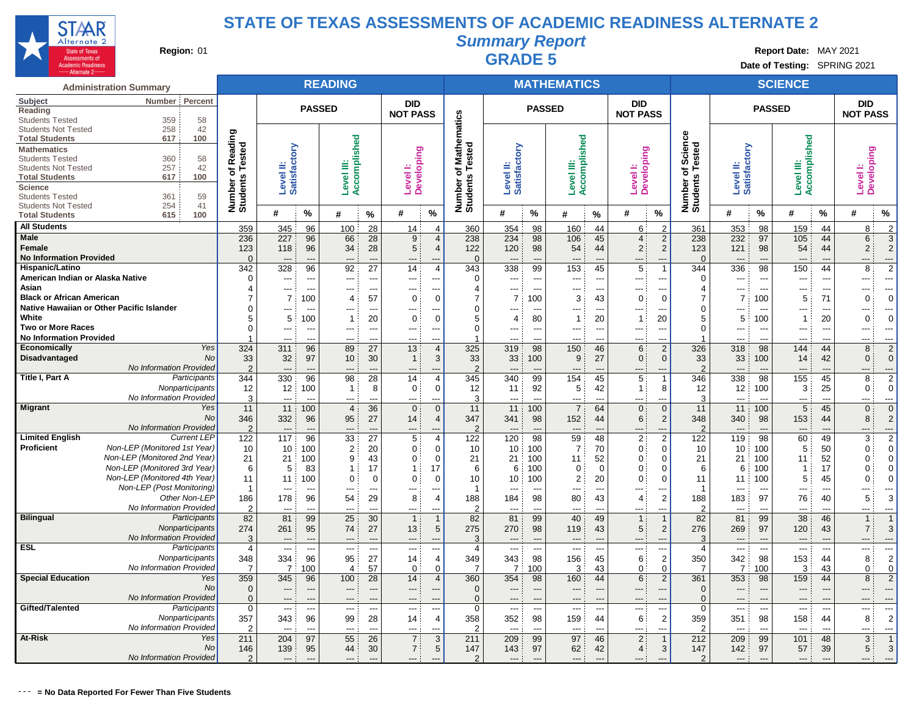# STATE OF TEXAS ASSESSMENTS OF ACADEMIC READINESS ALTERNATE 2

## *Summary Report*

## GRADE 5

**Region:** 01

**Report Date:** MAY 2021

**Date of Testing:** SPRING 2021

### Administration Summary

| Subject | Number | Percent |
|---|---|---|
| **Reading** | | |
| Students Tested | 359 | 58 |
| Students Not Tested | 258 | 42 |
| **Total Students** | **617** | **100** |
| **Mathematics** | | |
| Students Tested | 360 | 58 |
| Students Not Tested | 257 | 42 |
| **Total Students** | **617** | **100** |
| **Science** | | |
| Students Tested | 361 | 59 |
| Students Not Tested | 254 | 41 |
| **Total Students** | **615** | **100** |

| | | READING | | | | | | | MATHEMATICS | | | | | | | SCIENCE | | | | | | |
|---|---|---|---|---|---|---|---|---|---|---|---|---|---|---|---|---|---|---|---|---|---|---|
| | | | PASSED | | | | DID NOT PASS | | | PASSED | | | | DID NOT PASS | | | PASSED | | | | DID NOT PASS | |
| | | Number of Reading Students Tested | Level II: Satisfactory | | Level III: Accomplished | | Level I: Developing | | Number of Mathematics Students Tested | Level II: Satisfactory | | Level III: Accomplished | | Level I: Developing | | Number of Science Students Tested | Level II: Satisfactory | | Level III: Accomplished | | Level I: Developing | |
| | | | # | % | # | % | # | % | | # | % | # | % | # | % | | # | % | # | % | # | % |
| **All Students** | | 359 | 345 | 96 | 100 | 28 | 14 | 4 | 360 | 354 | 98 | 160 | 44 | 6 | 2 | 361 | 353 | 98 | 159 | 44 | 8 | 2 |
| **Male** | | 236 | 227 | 96 | 66 | 28 | 9 | 4 | 238 | 234 | 98 | 106 | 45 | 4 | 2 | 238 | 232 | 97 | 105 | 44 | 6 | 3 |
| **Female** | | 123 | 118 | 96 | 34 | 28 | 5 | 4 | 122 | 120 | 98 | 54 | 44 | 2 | 2 | 123 | 121 | 98 | 54 | 44 | 2 | 2 |
| **No Information Provided** | | 0 | --- | --- | --- | --- | --- | --- | 0 | --- | --- | --- | --- | --- | --- | 0 | --- | --- | --- | --- | --- | --- |
| **Hispanic/Latino** | | 342 | 328 | 96 | 92 | 27 | 14 | 4 | 343 | 338 | 99 | 153 | 45 | 5 | 1 | 344 | 336 | 98 | 150 | 44 | 8 | 2 |
| **American Indian or Alaska Native** | | 0 | --- | --- | --- | --- | --- | --- | 0 | --- | --- | --- | --- | --- | --- | 0 | --- | --- | --- | --- | --- | --- |
| **Asian** | | 4 | --- | --- | --- | --- | --- | --- | 4 | --- | --- | --- | --- | --- | --- | 4 | --- | --- | --- | --- | --- | --- |
| **Black or African American** | | 7 | 7 | 100 | 4 | 57 | 0 | 0 | 7 | 7 | 100 | 3 | 43 | 0 | 0 | 7 | 7 | 100 | 5 | 71 | 0 | 0 |
| **Native Hawaiian or Other Pacific Islander** | | 0 | --- | --- | --- | --- | --- | --- | 0 | --- | --- | --- | --- | --- | --- | 0 | --- | --- | --- | --- | --- | --- |
| **White** | | 5 | 5 | 100 | 1 | 20 | 0 | 0 | 5 | 4 | 80 | 1 | 20 | 1 | 20 | 5 | 5 | 100 | 1 | 20 | 0 | 0 |
| **Two or More Races** | | 0 | --- | --- | --- | --- | --- | --- | 0 | --- | --- | --- | --- | --- | --- | 0 | --- | --- | --- | --- | --- | --- |
| **No Information Provided** | | 1 | --- | --- | --- | --- | --- | --- | 1 | --- | --- | --- | --- | --- | --- | 1 | --- | --- | --- | --- | --- | --- |
| **Economically Disadvantaged** | *Yes* | 324 | 311 | 96 | 89 | 27 | 13 | 4 | 325 | 319 | 98 | 150 | 46 | 6 | 2 | 326 | 318 | 98 | 144 | 44 | 8 | 2 |
| | *No* | 33 | 32 | 97 | 10 | 30 | 1 | 3 | 33 | 33 | 100 | 9 | 27 | 0 | 0 | 33 | 33 | 100 | 14 | 42 | 0 | 0 |
| | *No Information Provided* | 2 | --- | --- | --- | --- | --- | --- | 2 | --- | --- | --- | --- | --- | --- | 2 | --- | --- | --- | --- | --- | --- |
| **Title I, Part A** | *Participants* | 344 | 330 | 96 | 98 | 28 | 14 | 4 | 345 | 340 | 99 | 154 | 45 | 5 | 1 | 346 | 338 | 98 | 155 | 45 | 8 | 2 |
| | *Nonparticipants* | 12 | 12 | 100 | 1 | 8 | 0 | 0 | 12 | 11 | 92 | 5 | 42 | 1 | 8 | 12 | 12 | 100 | 3 | 25 | 0 | 0 |
| | *No Information Provided* | 3 | --- | --- | --- | --- | --- | --- | 3 | --- | --- | --- | --- | --- | --- | 3 | --- | --- | --- | --- | --- | --- |
| **Migrant** | *Yes* | 11 | 11 | 100 | 4 | 36 | 0 | 0 | 11 | 11 | 100 | 7 | 64 | 0 | 0 | 11 | 11 | 100 | 5 | 45 | 0 | 0 |
| | *No* | 346 | 332 | 96 | 95 | 27 | 14 | 4 | 347 | 341 | 98 | 152 | 44 | 6 | 2 | 348 | 340 | 98 | 153 | 44 | 8 | 2 |
| | *No Information Provided* | 2 | --- | --- | --- | --- | --- | --- | 2 | --- | --- | --- | --- | --- | --- | 2 | --- | --- | --- | --- | --- | --- |
| **Limited English Proficient** | *Current LEP* | 122 | 117 | 96 | 33 | 27 | 5 | 4 | 122 | 120 | 98 | 59 | 48 | 2 | 2 | 122 | 119 | 98 | 60 | 49 | 3 | 2 |
| | *Non-LEP (Monitored 1st Year)* | 10 | 10 | 100 | 2 | 20 | 0 | 0 | 10 | 10 | 100 | 7 | 70 | 0 | 0 | 10 | 10 | 100 | 5 | 50 | 0 | 0 |
| | *Non-LEP (Monitored 2nd Year)* | 21 | 21 | 100 | 9 | 43 | 0 | 0 | 21 | 21 | 100 | 11 | 52 | 0 | 0 | 21 | 21 | 100 | 11 | 52 | 0 | 0 |
| | *Non-LEP (Monitored 3rd Year)* | 6 | 5 | 83 | 1 | 17 | 1 | 17 | 6 | 6 | 100 | 0 | 0 | 0 | 0 | 6 | 6 | 100 | 1 | 17 | 0 | 0 |
| | *Non-LEP (Monitored 4th Year)* | 11 | 11 | 100 | 0 | 0 | 0 | 0 | 10 | 10 | 100 | 2 | 20 | 0 | 0 | 11 | 11 | 100 | 5 | 45 | 0 | 0 |
| | *Non-LEP (Post Monitoring)* | 1 | --- | --- | --- | --- | --- | --- | 1 | --- | --- | --- | --- | --- | --- | 1 | --- | --- | --- | --- | --- | --- |
| | *Other Non-LEP* | 186 | 178 | 96 | 54 | 29 | 8 | 4 | 188 | 184 | 98 | 80 | 43 | 4 | 2 | 188 | 183 | 97 | 76 | 40 | 5 | 3 |
| | *No Information Provided* | 2 | --- | --- | --- | --- | --- | --- | 2 | --- | --- | --- | --- | --- | --- | 2 | --- | --- | --- | --- | --- | --- |
| **Bilingual** | *Participants* | 82 | 81 | 99 | 25 | 30 | 1 | 1 | 82 | 81 | 99 | 40 | 49 | 1 | 1 | 82 | 81 | 99 | 38 | 46 | 1 | 1 |
| | *Nonparticipants* | 274 | 261 | 95 | 74 | 27 | 13 | 5 | 275 | 270 | 98 | 119 | 43 | 5 | 2 | 276 | 269 | 97 | 120 | 43 | 7 | 3 |
| | *No Information Provided* | 3 | --- | --- | --- | --- | --- | --- | 3 | --- | --- | --- | --- | --- | --- | 3 | --- | --- | --- | --- | --- | --- |
| **ESL** | *Participants* | 4 | --- | --- | --- | --- | --- | --- | 4 | --- | --- | --- | --- | --- | --- | 4 | --- | --- | --- | --- | --- | --- |
| | *Nonparticipants* | 348 | 334 | 96 | 95 | 27 | 14 | 4 | 349 | 343 | 98 | 156 | 45 | 6 | 2 | 350 | 342 | 98 | 153 | 44 | 8 | 2 |
| | *No Information Provided* | 7 | 7 | 100 | 4 | 57 | 0 | 0 | 7 | 7 | 100 | 3 | 43 | 0 | 0 | 7 | 7 | 100 | 3 | 43 | 0 | 0 |
| **Special Education** | *Yes* | 359 | 345 | 96 | 100 | 28 | 14 | 4 | 360 | 354 | 98 | 160 | 44 | 6 | 2 | 361 | 353 | 98 | 159 | 44 | 8 | 2 |
| | *No* | 0 | --- | --- | --- | --- | --- | --- | 0 | --- | --- | --- | --- | --- | --- | 0 | --- | --- | --- | --- | --- | --- |
| | *No Information Provided* | 0 | --- | --- | --- | --- | --- | --- | 0 | --- | --- | --- | --- | --- | --- | 0 | --- | --- | --- | --- | --- | --- |
| **Gifted/Talented** | *Participants* | 0 | --- | --- | --- | --- | --- | --- | 0 | --- | --- | --- | --- | --- | --- | 0 | --- | --- | --- | --- | --- | --- |
| | *Nonparticipants* | 357 | 343 | 96 | 99 | 28 | 14 | 4 | 358 | 352 | 98 | 159 | 44 | 6 | 2 | 359 | 351 | 98 | 158 | 44 | 8 | 2 |
| | *No Information Provided* | 2 | --- | --- | --- | --- | --- | --- | 2 | --- | --- | --- | --- | --- | --- | 2 | --- | --- | --- | --- | --- | --- |
| **At-Risk** | *Yes* | 211 | 204 | 97 | 55 | 26 | 7 | 3 | 211 | 209 | 99 | 97 | 46 | 2 | 1 | 212 | 209 | 99 | 101 | 48 | 3 | 1 |
| | *No* | 146 | 139 | 95 | 44 | 30 | 7 | 5 | 147 | 143 | 97 | 62 | 42 | 4 | 3 | 147 | 142 | 97 | 57 | 39 | 5 | 3 |
| | *No Information Provided* | 2 | --- | --- | --- | --- | --- | --- | 2 | --- | --- | --- | --- | --- | --- | 2 | --- | --- | --- | --- | --- | --- |

**--- = No Data Reported For Fewer Than Five Students**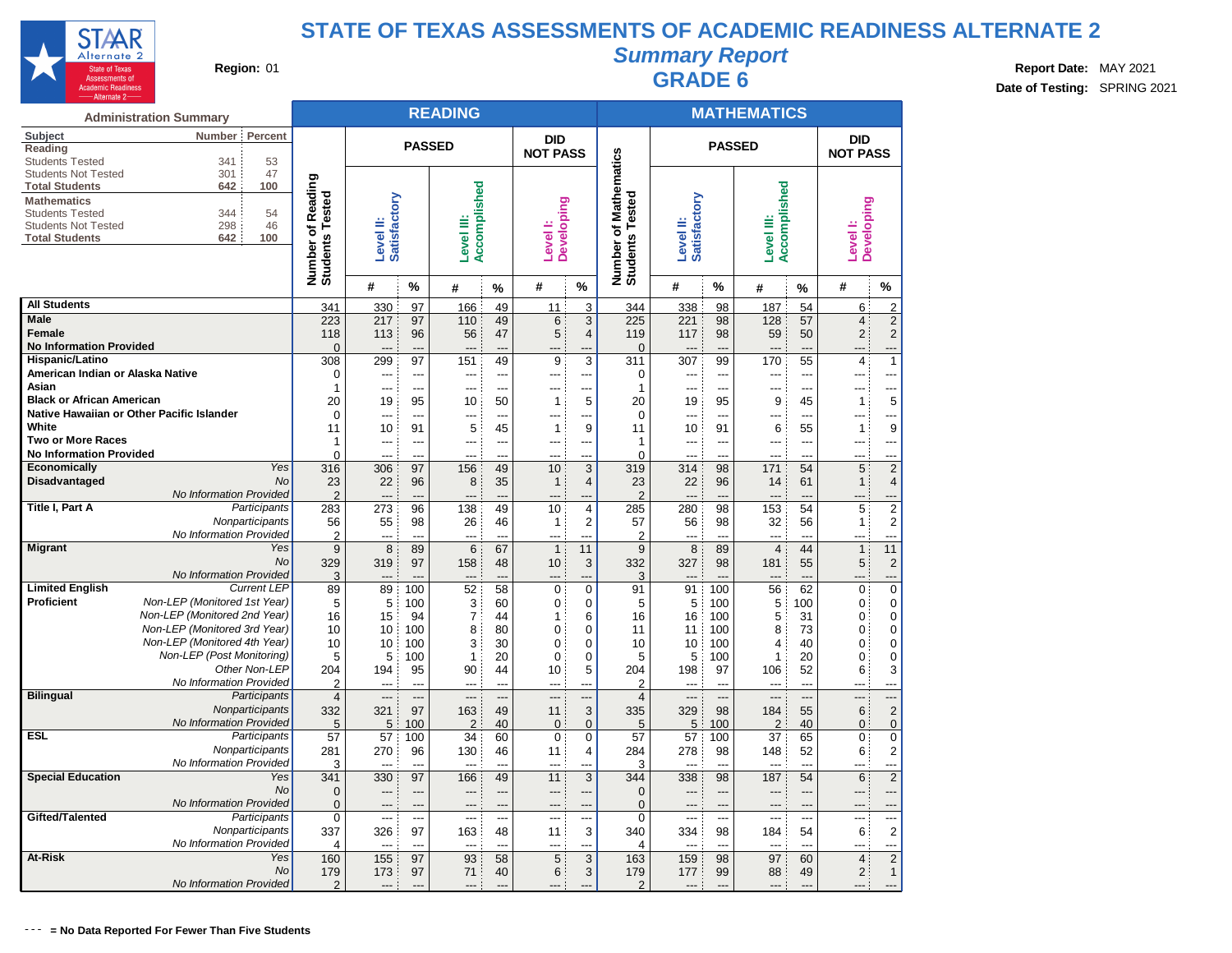# STATE OF TEXAS ASSESSMENTS OF ACADEMIC READINESS ALTERNATE 2

## *Summary Report*

## GRADE 6

**Region:** 01

**Report Date:** MAY 2021

**Date of Testing:** SPRING 2021

### Administration Summary

| Subject | Number | Percent |
|---|---|---|
| **Reading** | | |
| Students Tested | 341 | 53 |
| Students Not Tested | 301 | 47 |
| **Total Students** | **642** | **100** |
| **Mathematics** | | |
| Students Tested | 344 | 54 |
| Students Not Tested | 298 | 46 |
| **Total Students** | **642** | **100** |

| | | READING | | | | | | | MATHEMATICS | | | | | | |
|---|---|---|---|---|---|---|---|---|---|---|---|---|---|---|---|
| | | | PASSED | | | | DID NOT PASS | | | PASSED | | | | DID NOT PASS | |
| | | Number of Reading Students Tested | Level II: Satisfactory | | Level III: Accomplished | | Level I: Developing | | Number of Mathematics Students Tested | Level II: Satisfactory | | Level III: Accomplished | | Level I: Developing | |
| | | | # | % | # | % | # | % | | # | % | # | % | # | % |
| **All Students** | | 341 | 330 | 97 | 166 | 49 | 11 | 3 | 344 | 338 | 98 | 187 | 54 | 6 | 2 |
| **Male** | | 223 | 217 | 97 | 110 | 49 | 6 | 3 | 225 | 221 | 98 | 128 | 57 | 4 | 2 |
| **Female** | | 118 | 113 | 96 | 56 | 47 | 5 | 4 | 119 | 117 | 98 | 59 | 50 | 2 | 2 |
| **No Information Provided** | | 0 | --- | --- | --- | --- | --- | --- | 0 | --- | --- | --- | --- | --- | --- |
| **Hispanic/Latino** | | 308 | 299 | 97 | 151 | 49 | 9 | 3 | 311 | 307 | 99 | 170 | 55 | 4 | 1 |
| **American Indian or Alaska Native** | | 0 | --- | --- | --- | --- | --- | --- | 0 | --- | --- | --- | --- | --- | --- |
| **Asian** | | 1 | --- | --- | --- | --- | --- | --- | 1 | --- | --- | --- | --- | --- | --- |
| **Black or African American** | | 20 | 19 | 95 | 10 | 50 | 1 | 5 | 20 | 19 | 95 | 9 | 45 | 1 | 5 |
| **Native Hawaiian or Other Pacific Islander** | | 0 | --- | --- | --- | --- | --- | --- | 0 | --- | --- | --- | --- | --- | --- |
| **White** | | 11 | 10 | 91 | 5 | 45 | 1 | 9 | 11 | 10 | 91 | 6 | 55 | 1 | 9 |
| **Two or More Races** | | 1 | --- | --- | --- | --- | --- | --- | 1 | --- | --- | --- | --- | --- | --- |
| **No Information Provided** | | 0 | --- | --- | --- | --- | --- | --- | 0 | --- | --- | --- | --- | --- | --- |
| **Economically Disadvantaged** | *Yes* | 316 | 306 | 97 | 156 | 49 | 10 | 3 | 319 | 314 | 98 | 171 | 54 | 5 | 2 |
| | *No* | 23 | 22 | 96 | 8 | 35 | 1 | 4 | 23 | 22 | 96 | 14 | 61 | 1 | 4 |
| | *No Information Provided* | 2 | --- | --- | --- | --- | --- | --- | 2 | --- | --- | --- | --- | --- | --- |
| **Title I, Part A** | *Participants* | 283 | 273 | 96 | 138 | 49 | 10 | 4 | 285 | 280 | 98 | 153 | 54 | 5 | 2 |
| | *Nonparticipants* | 56 | 55 | 98 | 26 | 46 | 1 | 2 | 57 | 56 | 98 | 32 | 56 | 1 | 2 |
| | *No Information Provided* | 2 | --- | --- | --- | --- | --- | --- | 2 | --- | --- | --- | --- | --- | --- |
| **Migrant** | *Yes* | 9 | 8 | 89 | 6 | 67 | 1 | 11 | 9 | 8 | 89 | 4 | 44 | 1 | 11 |
| | *No* | 329 | 319 | 97 | 158 | 48 | 10 | 3 | 332 | 327 | 98 | 181 | 55 | 5 | 2 |
| | *No Information Provided* | 3 | --- | --- | --- | --- | --- | --- | 3 | --- | --- | --- | --- | --- | --- |
| **Limited English Proficient** | *Current LEP* | 89 | 89 | 100 | 52 | 58 | 0 | 0 | 91 | 91 | 100 | 56 | 62 | 0 | 0 |
| | *Non-LEP (Monitored 1st Year)* | 5 | 5 | 100 | 3 | 60 | 0 | 0 | 5 | 5 | 100 | 5 | 100 | 0 | 0 |
| | *Non-LEP (Monitored 2nd Year)* | 16 | 15 | 94 | 7 | 44 | 1 | 6 | 16 | 16 | 100 | 5 | 31 | 0 | 0 |
| | *Non-LEP (Monitored 3rd Year)* | 10 | 10 | 100 | 8 | 80 | 0 | 0 | 11 | 11 | 100 | 8 | 73 | 0 | 0 |
| | *Non-LEP (Monitored 4th Year)* | 10 | 10 | 100 | 3 | 30 | 0 | 0 | 10 | 10 | 100 | 4 | 40 | 0 | 0 |
| | *Non-LEP (Post Monitoring)* | 5 | 5 | 100 | 1 | 20 | 0 | 0 | 5 | 5 | 100 | 1 | 20 | 0 | 0 |
| | *Other Non-LEP* | 204 | 194 | 95 | 90 | 44 | 10 | 5 | 204 | 198 | 97 | 106 | 52 | 6 | 3 |
| | *No Information Provided* | 2 | --- | --- | --- | --- | --- | --- | 2 | --- | --- | --- | --- | --- | --- |
| **Bilingual** | *Participants* | 4 | --- | --- | --- | --- | --- | --- | 4 | --- | --- | --- | --- | --- | --- |
| | *Nonparticipants* | 332 | 321 | 97 | 163 | 49 | 11 | 3 | 335 | 329 | 98 | 184 | 55 | 6 | 2 |
| | *No Information Provided* | 5 | 5 | 100 | 2 | 40 | 0 | 0 | 5 | 5 | 100 | 2 | 40 | 0 | 0 |
| **ESL** | *Participants* | 57 | 57 | 100 | 34 | 60 | 0 | 0 | 57 | 57 | 100 | 37 | 65 | 0 | 0 |
| | *Nonparticipants* | 281 | 270 | 96 | 130 | 46 | 11 | 4 | 284 | 278 | 98 | 148 | 52 | 6 | 2 |
| | *No Information Provided* | 3 | --- | --- | --- | --- | --- | --- | 3 | --- | --- | --- | --- | --- | --- |
| **Special Education** | *Yes* | 341 | 330 | 97 | 166 | 49 | 11 | 3 | 344 | 338 | 98 | 187 | 54 | 6 | 2 |
| | *No* | 0 | --- | --- | --- | --- | --- | --- | 0 | --- | --- | --- | --- | --- | --- |
| | *No Information Provided* | 0 | --- | --- | --- | --- | --- | --- | 0 | --- | --- | --- | --- | --- | --- |
| **Gifted/Talented** | *Participants* | 0 | --- | --- | --- | --- | --- | --- | 0 | --- | --- | --- | --- | --- | --- |
| | *Nonparticipants* | 337 | 326 | 97 | 163 | 48 | 11 | 3 | 340 | 334 | 98 | 184 | 54 | 6 | 2 |
| | *No Information Provided* | 4 | --- | --- | --- | --- | --- | --- | 4 | --- | --- | --- | --- | --- | --- |
| **At-Risk** | *Yes* | 160 | 155 | 97 | 93 | 58 | 5 | 3 | 163 | 159 | 98 | 97 | 60 | 4 | 2 |
| | *No* | 179 | 173 | 97 | 71 | 40 | 6 | 3 | 179 | 177 | 99 | 88 | 49 | 2 | 1 |
| | *No Information Provided* | 2 | --- | --- | --- | --- | --- | --- | 2 | --- | --- | --- | --- | --- | --- |

**--- = No Data Reported For Fewer Than Five Students**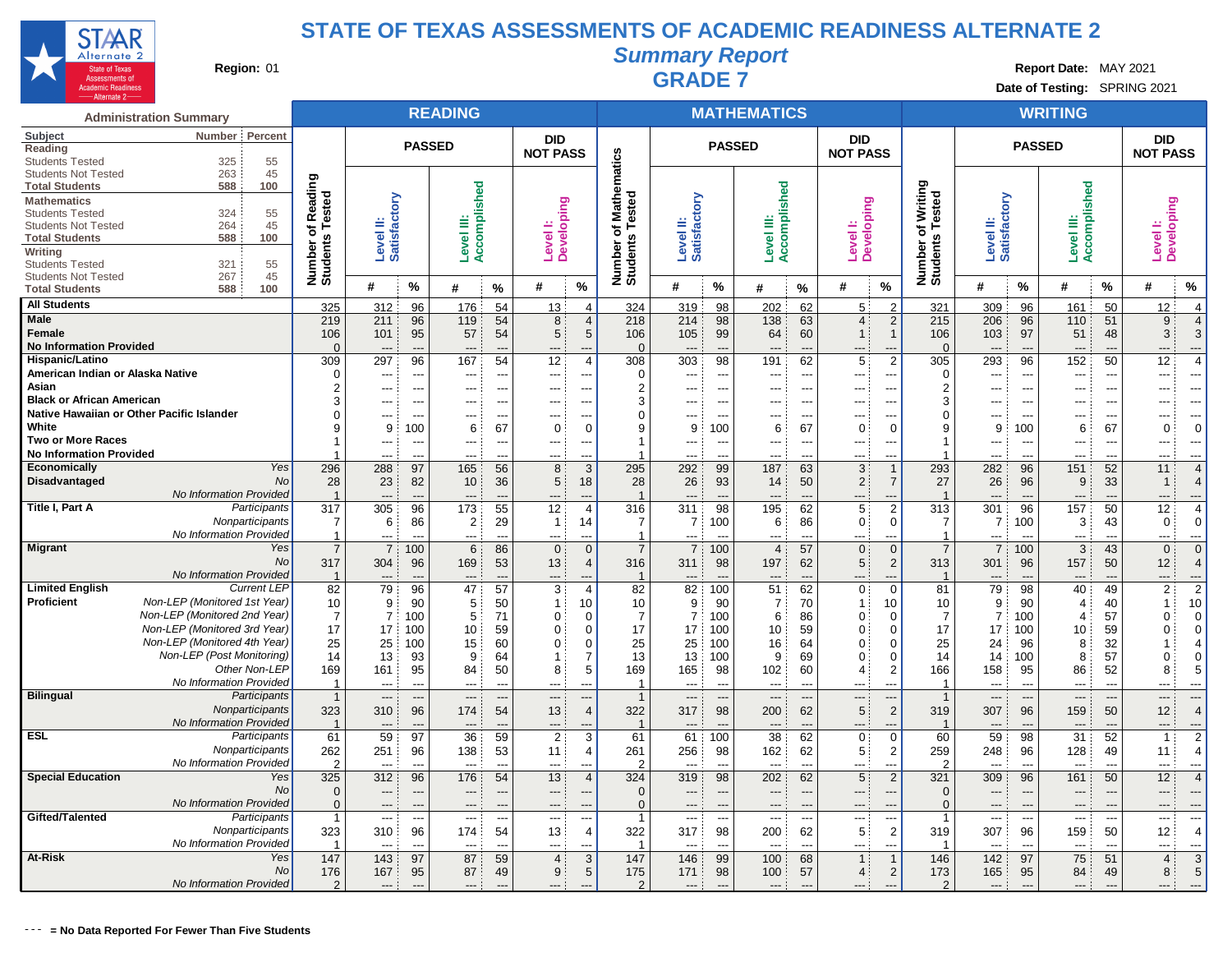# STATE OF TEXAS ASSESSMENTS OF ACADEMIC READINESS ALTERNATE 2

## *Summary Report*

## GRADE 7

**Region:** 01

**Report Date:** MAY 2021

**Date of Testing:** SPRING 2021

**Administration Summary**

| Subject | Number | Percent |
|---|---|---|
| **Reading** | | |
| Students Tested | 325 | 55 |
| Students Not Tested | 263 | 45 |
| **Total Students** | **588** | **100** |
| **Mathematics** | | |
| Students Tested | 324 | 55 |
| Students Not Tested | 264 | 45 |
| **Total Students** | **588** | **100** |
| **Writing** | | |
| Students Tested | 321 | 55 |
| Students Not Tested | 267 | 45 |
| **Total Students** | **588** | **100** |

| | | READING | | | | | | | MATHEMATICS | | | | | | | WRITING | | | | | | |
|---|---|---|---|---|---|---|---|---|---|---|---|---|---|---|---|---|---|---|---|---|---|---|
| | | | PASSED | | | | DID NOT PASS | | | PASSED | | | | DID NOT PASS | | | PASSED | | | | DID NOT PASS | |
| | | Number of Reading Students Tested | Level II: Satisfactory | | Level III: Accomplished | | Level I: Developing | | Number of Mathematics Students Tested | Level II: Satisfactory | | Level III: Accomplished | | Level I: Developing | | Number of Writing Students Tested | Level II: Satisfactory | | Level III: Accomplished | | Level I: Developing | |
| | | | # | % | # | % | # | % | | # | % | # | % | # | % | | # | % | # | % | # | % |
| **All Students** | | 325 | 312 | 96 | 176 | 54 | 13 | 4 | 324 | 319 | 98 | 202 | 62 | 5 | 2 | 321 | 309 | 96 | 161 | 50 | 12 | 4 |
| **Male** | | 219 | 211 | 96 | 119 | 54 | 8 | 4 | 218 | 214 | 98 | 138 | 63 | 4 | 2 | 215 | 206 | 96 | 110 | 51 | 9 | 4 |
| **Female** | | 106 | 101 | 95 | 57 | 54 | 5 | 5 | 106 | 105 | 99 | 64 | 60 | 1 | 1 | 106 | 103 | 97 | 51 | 48 | 3 | 3 |
| **No Information Provided** | | 0 | --- | --- | --- | --- | --- | --- | 0 | --- | --- | --- | --- | --- | --- | 0 | --- | --- | --- | --- | --- | --- |
| **Hispanic/Latino** | | 309 | 297 | 96 | 167 | 54 | 12 | 4 | 308 | 303 | 98 | 191 | 62 | 5 | 2 | 305 | 293 | 96 | 152 | 50 | 12 | 4 |
| **American Indian or Alaska Native** | | 0 | --- | --- | --- | --- | --- | --- | 0 | --- | --- | --- | --- | --- | --- | 0 | --- | --- | --- | --- | --- | --- |
| **Asian** | | 2 | --- | --- | --- | --- | --- | --- | 2 | --- | --- | --- | --- | --- | --- | 2 | --- | --- | --- | --- | --- | --- |
| **Black or African American** | | 3 | --- | --- | --- | --- | --- | --- | 3 | --- | --- | --- | --- | --- | --- | 3 | --- | --- | --- | --- | --- | --- |
| **Native Hawaiian or Other Pacific Islander** | | 0 | --- | --- | --- | --- | --- | --- | 0 | --- | --- | --- | --- | --- | --- | 0 | --- | --- | --- | --- | --- | --- |
| **White** | | 9 | 9 | 100 | 6 | 67 | 0 | 0 | 9 | 9 | 100 | 6 | 67 | 0 | 0 | 9 | 9 | 100 | 6 | 67 | 0 | 0 |
| **Two or More Races** | | 1 | --- | --- | --- | --- | --- | --- | 1 | --- | --- | --- | --- | --- | --- | 1 | --- | --- | --- | --- | --- | --- |
| **No Information Provided** | | 1 | --- | --- | --- | --- | --- | --- | 1 | --- | --- | --- | --- | --- | --- | 1 | --- | --- | --- | --- | --- | --- |
| **Economically Disadvantaged** | *Yes* | 296 | 288 | 97 | 165 | 56 | 8 | 3 | 295 | 292 | 99 | 187 | 63 | 3 | 1 | 293 | 282 | 96 | 151 | 52 | 11 | 4 |
| | *No* | 28 | 23 | 82 | 10 | 36 | 5 | 18 | 28 | 26 | 93 | 14 | 50 | 2 | 7 | 27 | 26 | 96 | 9 | 33 | 1 | 4 |
| | *No Information Provided* | 1 | --- | --- | --- | --- | --- | --- | 1 | --- | --- | --- | --- | --- | --- | 1 | --- | --- | --- | --- | --- | --- |
| **Title I, Part A** | *Participants* | 317 | 305 | 96 | 173 | 55 | 12 | 4 | 316 | 311 | 98 | 195 | 62 | 5 | 2 | 313 | 301 | 96 | 157 | 50 | 12 | 4 |
| | *Nonparticipants* | 7 | 6 | 86 | 2 | 29 | 1 | 14 | 7 | 7 | 100 | 6 | 86 | 0 | 0 | 7 | 7 | 100 | 3 | 43 | 0 | 0 |
| | *No Information Provided* | 1 | --- | --- | --- | --- | --- | --- | 1 | --- | --- | --- | --- | --- | --- | 1 | --- | --- | --- | --- | --- | --- |
| **Migrant** | *Yes* | 7 | 7 | 100 | 6 | 86 | 0 | 0 | 7 | 7 | 100 | 4 | 57 | 0 | 0 | 7 | 7 | 100 | 3 | 43 | 0 | 0 |
| | *No* | 317 | 304 | 96 | 169 | 53 | 13 | 4 | 316 | 311 | 98 | 197 | 62 | 5 | 2 | 313 | 301 | 96 | 157 | 50 | 12 | 4 |
| | *No Information Provided* | 1 | --- | --- | --- | --- | --- | --- | 1 | --- | --- | --- | --- | --- | --- | 1 | --- | --- | --- | --- | --- | --- |
| **Limited English Proficient** | *Current LEP* | 82 | 79 | 96 | 47 | 57 | 3 | 4 | 82 | 82 | 100 | 51 | 62 | 0 | 0 | 81 | 79 | 98 | 40 | 49 | 2 | 2 |
| | *Non-LEP (Monitored 1st Year)* | 10 | 9 | 90 | 5 | 50 | 1 | 10 | 10 | 9 | 90 | 7 | 70 | 1 | 10 | 10 | 9 | 90 | 4 | 40 | 1 | 10 |
| | *Non-LEP (Monitored 2nd Year)* | 7 | 7 | 100 | 5 | 71 | 0 | 0 | 7 | 7 | 100 | 6 | 86 | 0 | 0 | 7 | 7 | 100 | 4 | 57 | 0 | 0 |
| | *Non-LEP (Monitored 3rd Year)* | 17 | 17 | 100 | 10 | 59 | 0 | 0 | 17 | 17 | 100 | 10 | 59 | 0 | 0 | 17 | 17 | 100 | 10 | 59 | 0 | 0 |
| | *Non-LEP (Monitored 4th Year)* | 25 | 25 | 100 | 15 | 60 | 0 | 0 | 25 | 25 | 100 | 16 | 64 | 0 | 0 | 25 | 24 | 96 | 8 | 32 | 1 | 4 |
| | *Non-LEP (Post Monitoring)* | 14 | 13 | 93 | 9 | 64 | 1 | 7 | 13 | 13 | 100 | 9 | 69 | 0 | 0 | 14 | 14 | 100 | 8 | 57 | 0 | 0 |
| | *Other Non-LEP* | 169 | 161 | 95 | 84 | 50 | 8 | 5 | 169 | 165 | 98 | 102 | 60 | 4 | 2 | 166 | 158 | 95 | 86 | 52 | 8 | 5 |
| | *No Information Provided* | 1 | --- | --- | --- | --- | --- | --- | 1 | --- | --- | --- | --- | --- | --- | 1 | --- | --- | --- | --- | --- | --- |
| **Bilingual** | *Participants* | 1 | --- | --- | --- | --- | --- | --- | 1 | --- | --- | --- | --- | --- | --- | 1 | --- | --- | --- | --- | --- | --- |
| | *Nonparticipants* | 323 | 310 | 96 | 174 | 54 | 13 | 4 | 322 | 317 | 98 | 200 | 62 | 5 | 2 | 319 | 307 | 96 | 159 | 50 | 12 | 4 |
| | *No Information Provided* | 1 | --- | --- | --- | --- | --- | --- | 1 | --- | --- | --- | --- | --- | --- | 1 | --- | --- | --- | --- | --- | --- |
| **ESL** | *Participants* | 61 | 59 | 97 | 36 | 59 | 2 | 3 | 61 | 61 | 100 | 38 | 62 | 0 | 0 | 60 | 59 | 98 | 31 | 52 | 1 | 2 |
| | *Nonparticipants* | 262 | 251 | 96 | 138 | 53 | 11 | 4 | 261 | 256 | 98 | 162 | 62 | 5 | 2 | 259 | 248 | 96 | 128 | 49 | 11 | 4 |
| | *No Information Provided* | 2 | --- | --- | --- | --- | --- | --- | 2 | --- | --- | --- | --- | --- | --- | 2 | --- | --- | --- | --- | --- | --- |
| **Special Education** | *Yes* | 325 | 312 | 96 | 176 | 54 | 13 | 4 | 324 | 319 | 98 | 202 | 62 | 5 | 2 | 321 | 309 | 96 | 161 | 50 | 12 | 4 |
| | *No* | 0 | --- | --- | --- | --- | --- | --- | 0 | --- | --- | --- | --- | --- | --- | 0 | --- | --- | --- | --- | --- | --- |
| | *No Information Provided* | 0 | --- | --- | --- | --- | --- | --- | 0 | --- | --- | --- | --- | --- | --- | 0 | --- | --- | --- | --- | --- | --- |
| **Gifted/Talented** | *Participants* | 1 | --- | --- | --- | --- | --- | --- | 1 | --- | --- | --- | --- | --- | --- | 1 | --- | --- | --- | --- | --- | --- |
| | *Nonparticipants* | 323 | 310 | 96 | 174 | 54 | 13 | 4 | 322 | 317 | 98 | 200 | 62 | 5 | 2 | 319 | 307 | 96 | 159 | 50 | 12 | 4 |
| | *No Information Provided* | 1 | --- | --- | --- | --- | --- | --- | 1 | --- | --- | --- | --- | --- | --- | 1 | --- | --- | --- | --- | --- | --- |
| **At-Risk** | *Yes* | 147 | 143 | 97 | 87 | 59 | 4 | 3 | 147 | 146 | 99 | 100 | 68 | 1 | 1 | 146 | 142 | 97 | 75 | 51 | 4 | 3 |
| | *No* | 176 | 167 | 95 | 87 | 49 | 9 | 5 | 175 | 171 | 98 | 100 | 57 | 4 | 2 | 173 | 165 | 95 | 84 | 49 | 8 | 5 |
| | *No Information Provided* | 2 | --- | --- | --- | --- | --- | --- | 2 | --- | --- | --- | --- | --- | --- | 2 | --- | --- | --- | --- | --- | --- |

--- **= No Data Reported For Fewer Than Five Students**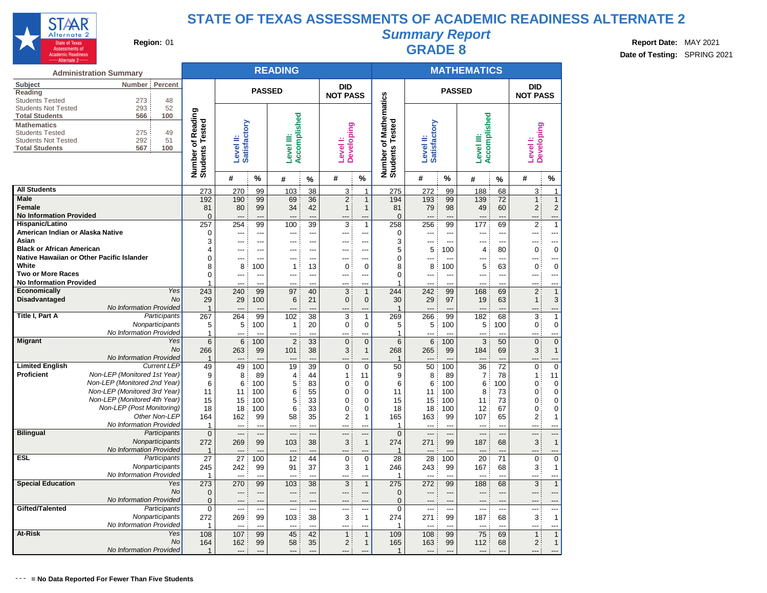# STATE OF TEXAS ASSESSMENTS OF ACADEMIC READINESS ALTERNATE 2

## *Summary Report*

## GRADE 8

**Region:** 01

**Report Date:** MAY 2021

**Date of Testing:** SPRING 2021

### Administration Summary

| Subject | Number | Percent |
|---|---|---|
| **Reading** | | |
| Students Tested | 273 | 48 |
| Students Not Tested | 293 | 52 |
| **Total Students** | **566** | **100** |
| **Mathematics** | | |
| Students Tested | 275 | 49 |
| Students Not Tested | 292 | 51 |
| **Total Students** | **567** | **100** |

| | | READING | | | | | | | MATHEMATICS | | | | | | |
|---|---|---|---|---|---|---|---|---|---|---|---|---|---|---|---|
| | | | PASSED | | | | DID NOT PASS | | | PASSED | | | | DID NOT PASS | |
| | | Number of Reading Students Tested | Level II: Satisfactory | | Level III: Accomplished | | Level I: Developing | | Number of Mathematics Students Tested | Level II: Satisfactory | | Level III: Accomplished | | Level I: Developing | |
| | | | # | % | # | % | # | % | | # | % | # | % | # | % |
| **All Students** | | 273 | 270 | 99 | 103 | 38 | 3 | 1 | 275 | 272 | 99 | 188 | 68 | 3 | 1 |
| **Male** | | 192 | 190 | 99 | 69 | 36 | 2 | 1 | 194 | 193 | 99 | 139 | 72 | 1 | 1 |
| **Female** | | 81 | 80 | 99 | 34 | 42 | 1 | 1 | 81 | 79 | 98 | 49 | 60 | 2 | 2 |
| **No Information Provided** | | 0 | --- | --- | --- | --- | --- | --- | 0 | --- | --- | --- | --- | --- | --- |
| **Hispanic/Latino** | | 257 | 254 | 99 | 100 | 39 | 3 | 1 | 258 | 256 | 99 | 177 | 69 | 2 | 1 |
| **American Indian or Alaska Native** | | 0 | --- | --- | --- | --- | --- | --- | 0 | --- | --- | --- | --- | --- | --- |
| **Asian** | | 3 | --- | --- | --- | --- | --- | --- | 3 | --- | --- | --- | --- | --- | --- |
| **Black or African American** | | 4 | --- | --- | --- | --- | --- | --- | 5 | 5 | 100 | 4 | 80 | 0 | 0 |
| **Native Hawaiian or Other Pacific Islander** | | 0 | --- | --- | --- | --- | --- | --- | 0 | --- | --- | --- | --- | --- | --- |
| **White** | | 8 | 8 | 100 | 1 | 13 | 0 | 0 | 8 | 8 | 100 | 5 | 63 | 0 | 0 |
| **Two or More Races** | | 0 | --- | --- | --- | --- | --- | --- | 0 | --- | --- | --- | --- | --- | --- |
| **No Information Provided** | | 1 | --- | --- | --- | --- | --- | --- | 1 | --- | --- | --- | --- | --- | --- |
| **Economically Disadvantaged** | *Yes* | 243 | 240 | 99 | 97 | 40 | 3 | 1 | 244 | 242 | 99 | 168 | 69 | 2 | 1 |
| | *No* | 29 | 29 | 100 | 6 | 21 | 0 | 0 | 30 | 29 | 97 | 19 | 63 | 1 | 3 |
| | *No Information Provided* | 1 | --- | --- | --- | --- | --- | --- | 1 | --- | --- | --- | --- | --- | --- |
| **Title I, Part A** | *Participants* | 267 | 264 | 99 | 102 | 38 | 3 | 1 | 269 | 266 | 99 | 182 | 68 | 3 | 1 |
| | *Nonparticipants* | 5 | 5 | 100 | 1 | 20 | 0 | 0 | 5 | 5 | 100 | 5 | 100 | 0 | 0 |
| | *No Information Provided* | 1 | --- | --- | --- | --- | --- | --- | 1 | --- | --- | --- | --- | --- | --- |
| **Migrant** | *Yes* | 6 | 6 | 100 | 2 | 33 | 0 | 0 | 6 | 6 | 100 | 3 | 50 | 0 | 0 |
| | *No* | 266 | 263 | 99 | 101 | 38 | 3 | 1 | 268 | 265 | 99 | 184 | 69 | 3 | 1 |
| | *No Information Provided* | 1 | --- | --- | --- | --- | --- | --- | 1 | --- | --- | --- | --- | --- | --- |
| **Limited English Proficient** | *Current LEP* | 49 | 49 | 100 | 19 | 39 | 0 | 0 | 50 | 50 | 100 | 36 | 72 | 0 | 0 |
| | *Non-LEP (Monitored 1st Year)* | 9 | 8 | 89 | 4 | 44 | 1 | 11 | 9 | 8 | 89 | 7 | 78 | 1 | 11 |
| | *Non-LEP (Monitored 2nd Year)* | 6 | 6 | 100 | 5 | 83 | 0 | 0 | 6 | 6 | 100 | 6 | 100 | 0 | 0 |
| | *Non-LEP (Monitored 3rd Year)* | 11 | 11 | 100 | 6 | 55 | 0 | 0 | 11 | 11 | 100 | 8 | 73 | 0 | 0 |
| | *Non-LEP (Monitored 4th Year)* | 15 | 15 | 100 | 5 | 33 | 0 | 0 | 15 | 15 | 100 | 11 | 73 | 0 | 0 |
| | *Non-LEP (Post Monitoring)* | 18 | 18 | 100 | 6 | 33 | 0 | 0 | 18 | 18 | 100 | 12 | 67 | 0 | 0 |
| | *Other Non-LEP* | 164 | 162 | 99 | 58 | 35 | 2 | 1 | 165 | 163 | 99 | 107 | 65 | 2 | 1 |
| | *No Information Provided* | 1 | --- | --- | --- | --- | --- | --- | 1 | --- | --- | --- | --- | --- | --- |
| **Bilingual** | *Participants* | 0 | --- | --- | --- | --- | --- | --- | 0 | --- | --- | --- | --- | --- | --- |
| | *Nonparticipants* | 272 | 269 | 99 | 103 | 38 | 3 | 1 | 274 | 271 | 99 | 187 | 68 | 3 | 1 |
| | *No Information Provided* | 1 | --- | --- | --- | --- | --- | --- | 1 | --- | --- | --- | --- | --- | --- |
| **ESL** | *Participants* | 27 | 27 | 100 | 12 | 44 | 0 | 0 | 28 | 28 | 100 | 20 | 71 | 0 | 0 |
| | *Nonparticipants* | 245 | 242 | 99 | 91 | 37 | 3 | 1 | 246 | 243 | 99 | 167 | 68 | 3 | 1 |
| | *No Information Provided* | 1 | --- | --- | --- | --- | --- | --- | 1 | --- | --- | --- | --- | --- | --- |
| **Special Education** | *Yes* | 273 | 270 | 99 | 103 | 38 | 3 | 1 | 275 | 272 | 99 | 188 | 68 | 3 | 1 |
| | *No* | 0 | --- | --- | --- | --- | --- | --- | 0 | --- | --- | --- | --- | --- | --- |
| | *No Information Provided* | 0 | --- | --- | --- | --- | --- | --- | 0 | --- | --- | --- | --- | --- | --- |
| **Gifted/Talented** | *Participants* | 0 | --- | --- | --- | --- | --- | --- | 0 | --- | --- | --- | --- | --- | --- |
| | *Nonparticipants* | 272 | 269 | 99 | 103 | 38 | 3 | 1 | 274 | 271 | 99 | 187 | 68 | 3 | 1 |
| | *No Information Provided* | 1 | --- | --- | --- | --- | --- | --- | 1 | --- | --- | --- | --- | --- | --- |
| **At-Risk** | *Yes* | 108 | 107 | 99 | 45 | 42 | 1 | 1 | 109 | 108 | 99 | 75 | 69 | 1 | 1 |
| | *No* | 164 | 162 | 99 | 58 | 35 | 2 | 1 | 165 | 163 | 99 | 112 | 68 | 2 | 1 |
| | *No Information Provided* | 1 | --- | --- | --- | --- | --- | --- | 1 | --- | --- | --- | --- | --- | --- |

**--- = No Data Reported For Fewer Than Five Students**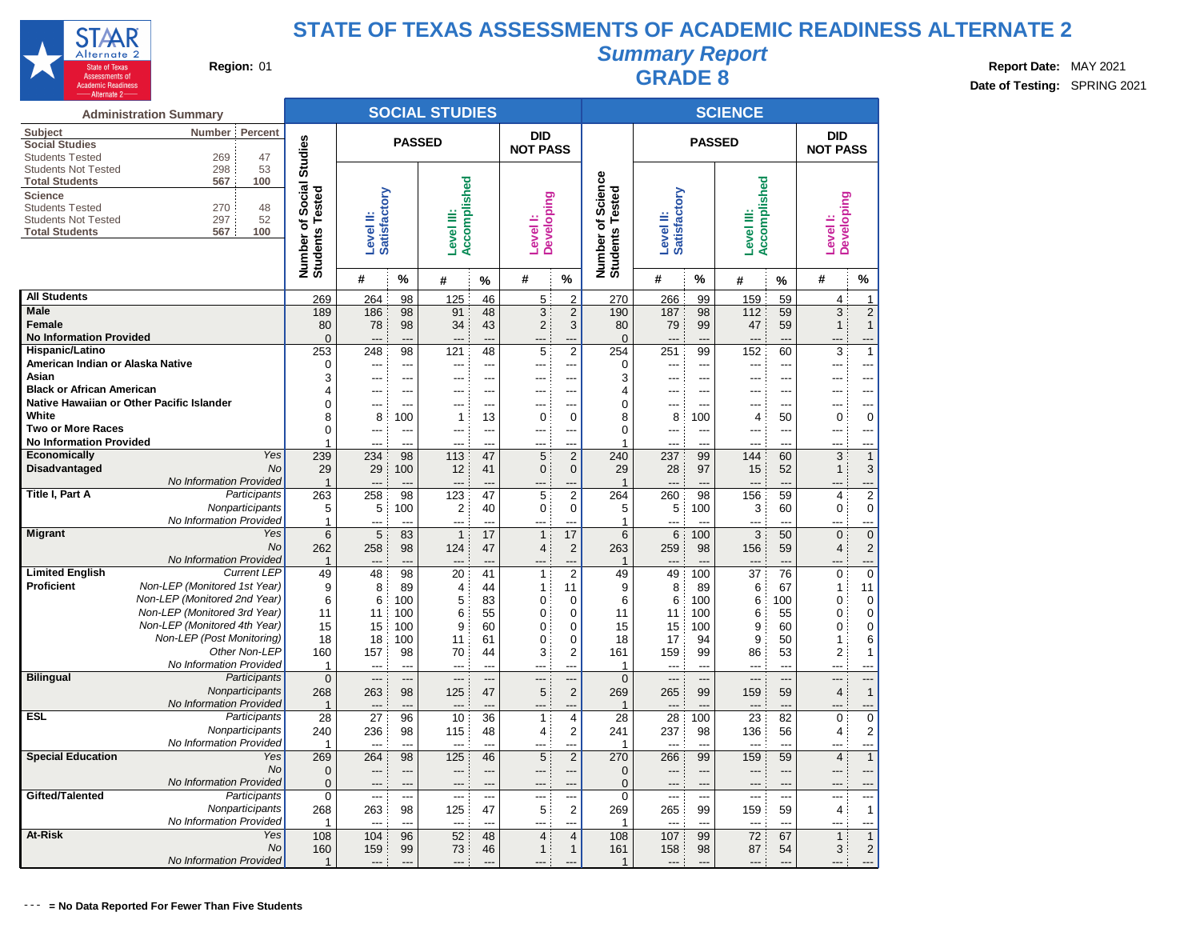# STATE OF TEXAS ASSESSMENTS OF ACADEMIC READINESS ALTERNATE 2

## *Summary Report*

## GRADE 8

**Region:** 01

**Report Date:** MAY 2021

**Date of Testing:** SPRING 2021

### Administration Summary

| Subject | Number | Percent |
|---|---|---|
| **Social Studies** | | |
| Students Tested | 269 | 47 |
| Students Not Tested | 298 | 53 |
| **Total Students** | **567** | **100** |
| **Science** | | |
| Students Tested | 270 | 48 |
| Students Not Tested | 297 | 52 |
| **Total Students** | **567** | **100** |

| | | SOCIAL STUDIES | | | | | | | SCIENCE | | | | | | |
|---|---|---|---|---|---|---|---|---|---|---|---|---|---|---|---|
| | | Number of Social Studies Students Tested | PASSED | | | | DID NOT PASS | | Number of Science Students Tested | PASSED | | | | DID NOT PASS | |
| | | | Level II: Satisfactory | | Level III: Accomplished | | Level I: Developing | | | Level II: Satisfactory | | Level III: Accomplished | | Level I: Developing | |
| | | | # | % | # | % | # | % | | # | % | # | % | # | % |
| **All Students** | | 269 | 264 | 98 | 125 | 46 | 5 | 2 | 270 | 266 | 99 | 159 | 59 | 4 | 1 |
| **Male** | | 189 | 186 | 98 | 91 | 48 | 3 | 2 | 190 | 187 | 98 | 112 | 59 | 3 | 2 |
| **Female** | | 80 | 78 | 98 | 34 | 43 | 2 | 3 | 80 | 79 | 99 | 47 | 59 | 1 | 1 |
| **No Information Provided** | | 0 | --- | --- | --- | --- | --- | --- | 0 | --- | --- | --- | --- | --- | --- |
| **Hispanic/Latino** | | 253 | 248 | 98 | 121 | 48 | 5 | 2 | 254 | 251 | 99 | 152 | 60 | 3 | 1 |
| **American Indian or Alaska Native** | | 0 | --- | --- | --- | --- | --- | --- | 0 | --- | --- | --- | --- | --- | --- |
| **Asian** | | 3 | --- | --- | --- | --- | --- | --- | 3 | --- | --- | --- | --- | --- | --- |
| **Black or African American** | | 4 | --- | --- | --- | --- | --- | --- | 4 | --- | --- | --- | --- | --- | --- |
| **Native Hawaiian or Other Pacific Islander** | | 0 | --- | --- | --- | --- | --- | --- | 0 | --- | --- | --- | --- | --- | --- |
| **White** | | 8 | 8 | 100 | 1 | 13 | 0 | 0 | 8 | 8 | 100 | 4 | 50 | 0 | 0 |
| **Two or More Races** | | 0 | --- | --- | --- | --- | --- | --- | 0 | --- | --- | --- | --- | --- | --- |
| **No Information Provided** | | 1 | --- | --- | --- | --- | --- | --- | 1 | --- | --- | --- | --- | --- | --- |
| **Economically Disadvantaged** | *Yes* | 239 | 234 | 98 | 113 | 47 | 5 | 2 | 240 | 237 | 99 | 144 | 60 | 3 | 1 |
| | *No* | 29 | 29 | 100 | 12 | 41 | 0 | 0 | 29 | 28 | 97 | 15 | 52 | 1 | 3 |
| | *No Information Provided* | 1 | --- | --- | --- | --- | --- | --- | 1 | --- | --- | --- | --- | --- | --- |
| **Title I, Part A** | *Participants* | 263 | 258 | 98 | 123 | 47 | 5 | 2 | 264 | 260 | 98 | 156 | 59 | 4 | 2 |
| | *Nonparticipants* | 5 | 5 | 100 | 2 | 40 | 0 | 0 | 5 | 5 | 100 | 3 | 60 | 0 | 0 |
| | *No Information Provided* | 1 | --- | --- | --- | --- | --- | --- | 1 | --- | --- | --- | --- | --- | --- |
| **Migrant** | *Yes* | 6 | 5 | 83 | 1 | 17 | 1 | 17 | 6 | 6 | 100 | 3 | 50 | 0 | 0 |
| | *No* | 262 | 258 | 98 | 124 | 47 | 4 | 2 | 263 | 259 | 98 | 156 | 59 | 4 | 2 |
| | *No Information Provided* | 1 | --- | --- | --- | --- | --- | --- | 1 | --- | --- | --- | --- | --- | --- |
| **Limited English Proficient** | *Current LEP* | 49 | 48 | 98 | 20 | 41 | 1 | 2 | 49 | 49 | 100 | 37 | 76 | 0 | 0 |
| | *Non-LEP (Monitored 1st Year)* | 9 | 8 | 89 | 4 | 44 | 1 | 11 | 9 | 8 | 89 | 6 | 67 | 1 | 11 |
| | *Non-LEP (Monitored 2nd Year)* | 6 | 6 | 100 | 5 | 83 | 0 | 0 | 6 | 6 | 100 | 6 | 100 | 0 | 0 |
| | *Non-LEP (Monitored 3rd Year)* | 11 | 11 | 100 | 6 | 55 | 0 | 0 | 11 | 11 | 100 | 6 | 55 | 0 | 0 |
| | *Non-LEP (Monitored 4th Year)* | 15 | 15 | 100 | 9 | 60 | 0 | 0 | 15 | 15 | 100 | 9 | 60 | 0 | 0 |
| | *Non-LEP (Post Monitoring)* | 18 | 18 | 100 | 11 | 61 | 0 | 0 | 18 | 17 | 94 | 9 | 50 | 1 | 6 |
| | *Other Non-LEP* | 160 | 157 | 98 | 70 | 44 | 3 | 2 | 161 | 159 | 99 | 86 | 53 | 2 | 1 |
| | *No Information Provided* | 1 | --- | --- | --- | --- | --- | --- | 1 | --- | --- | --- | --- | --- | --- |
| **Bilingual** | *Participants* | 0 | --- | --- | --- | --- | --- | --- | 0 | --- | --- | --- | --- | --- | --- |
| | *Nonparticipants* | 268 | 263 | 98 | 125 | 47 | 5 | 2 | 269 | 265 | 99 | 159 | 59 | 4 | 1 |
| | *No Information Provided* | 1 | --- | --- | --- | --- | --- | --- | 1 | --- | --- | --- | --- | --- | --- |
| **ESL** | *Participants* | 28 | 27 | 96 | 10 | 36 | 1 | 4 | 28 | 28 | 100 | 23 | 82 | 0 | 0 |
| | *Nonparticipants* | 240 | 236 | 98 | 115 | 48 | 4 | 2 | 241 | 237 | 98 | 136 | 56 | 4 | 2 |
| | *No Information Provided* | 1 | --- | --- | --- | --- | --- | --- | 1 | --- | --- | --- | --- | --- | --- |
| **Special Education** | *Yes* | 269 | 264 | 98 | 125 | 46 | 5 | 2 | 270 | 266 | 99 | 159 | 59 | 4 | 1 |
| | *No* | 0 | --- | --- | --- | --- | --- | --- | 0 | --- | --- | --- | --- | --- | --- |
| | *No Information Provided* | 0 | --- | --- | --- | --- | --- | --- | 0 | --- | --- | --- | --- | --- | --- |
| **Gifted/Talented** | *Participants* | 0 | --- | --- | --- | --- | --- | --- | 0 | --- | --- | --- | --- | --- | --- |
| | *Nonparticipants* | 268 | 263 | 98 | 125 | 47 | 5 | 2 | 269 | 265 | 99 | 159 | 59 | 4 | 1 |
| | *No Information Provided* | 1 | --- | --- | --- | --- | --- | --- | 1 | --- | --- | --- | --- | --- | --- |
| **At-Risk** | *Yes* | 108 | 104 | 96 | 52 | 48 | 4 | 4 | 108 | 107 | 99 | 72 | 67 | 1 | 1 |
| | *No* | 160 | 159 | 99 | 73 | 46 | 1 | 1 | 161 | 158 | 98 | 87 | 54 | 3 | 2 |
| | *No Information Provided* | 1 | --- | --- | --- | --- | --- | --- | 1 | --- | --- | --- | --- | --- | --- |

--- = No Data Reported For Fewer Than Five Students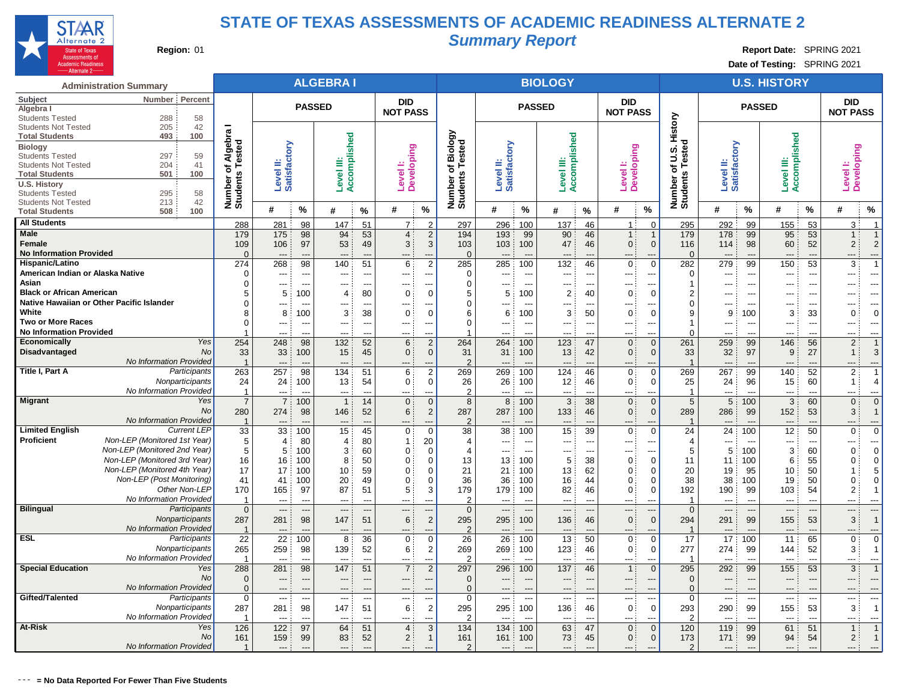# STATE OF TEXAS ASSESSMENTS OF ACADEMIC READINESS ALTERNATE 2

## *Summary Report*

**Region:** 01

**Report Date:** SPRING 2021

**Date of Testing:** SPRING 2021

### Administration Summary

| Subject | Number | Percent |
|---|---|---|
| **Algebra I** | | |
| Students Tested | 288 | 58 |
| Students Not Tested | 205 | 42 |
| **Total Students** | **493** | **100** |
| **Biology** | | |
| Students Tested | 297 | 59 |
| Students Not Tested | 204 | 41 |
| **Total Students** | **501** | **100** |
| **U.S. History** | | |
| Students Tested | 295 | 58 |
| Students Not Tested | 213 | 42 |
| **Total Students** | **508** | **100** |

| | ALGEBRA I | | | | | | | BIOLOGY | | | | | | | U.S. HISTORY | | | | | | |
|---|---|---|---|---|---|---|---|---|---|---|---|---|---|---|---|---|---|---|---|---|---|
| | | PASSED | | | | DID NOT PASS | | | PASSED | | | | DID NOT PASS | | | PASSED | | | | DID NOT PASS | |
| | Number of Algebra I Students Tested | Level II: Satisfactory # | Level II: Satisfactory % | Level III: Accomplished # | Level III: Accomplished % | Level I: Developing # | Level I: Developing % | Number of Biology Students Tested | Level II: Satisfactory # | Level II: Satisfactory % | Level III: Accomplished # | Level III: Accomplished % | Level I: Developing # | Level I: Developing % | Number of U.S. History Students Tested | Level II: Satisfactory # | Level II: Satisfactory % | Level III: Accomplished # | Level III: Accomplished % | Level I: Developing # | Level I: Developing % |
| **All Students** | 288 | 281 | 98 | 147 | 51 | 7 | 2 | 297 | 296 | 100 | 137 | 46 | 1 | 0 | 295 | 292 | 99 | 155 | 53 | 3 | 1 |
| **Male** | 179 | 175 | 98 | 94 | 53 | 4 | 2 | 194 | 193 | 99 | 90 | 46 | 1 | 1 | 179 | 178 | 99 | 95 | 53 | 1 | 1 |
| **Female** | 109 | 106 | 97 | 53 | 49 | 3 | 3 | 103 | 103 | 100 | 47 | 46 | 0 | 0 | 116 | 114 | 98 | 60 | 52 | 2 | 2 |
| **No Information Provided** | 0 | --- | --- | --- | --- | --- | --- | 0 | --- | --- | --- | --- | --- | --- | 0 | --- | --- | --- | --- | --- | --- |
| **Hispanic/Latino** | 274 | 268 | 98 | 140 | 51 | 6 | 2 | 285 | 285 | 100 | 132 | 46 | 0 | 0 | 282 | 279 | 99 | 150 | 53 | 3 | 1 |
| **American Indian or Alaska Native** | 0 | --- | --- | --- | --- | --- | --- | 0 | --- | --- | --- | --- | --- | --- | 0 | --- | --- | --- | --- | --- | --- |
| **Asian** | 0 | --- | --- | --- | --- | --- | --- | 0 | --- | --- | --- | --- | --- | --- | 1 | --- | --- | --- | --- | --- | --- |
| **Black or African American** | 5 | 5 | 100 | 4 | 80 | 0 | 0 | 5 | 5 | 100 | 2 | 40 | 0 | 0 | 2 | --- | --- | --- | --- | --- | --- |
| **Native Hawaiian or Other Pacific Islander** | 0 | --- | --- | --- | --- | --- | --- | 0 | --- | --- | --- | --- | --- | --- | 0 | --- | --- | --- | --- | --- | --- |
| **White** | 8 | 8 | 100 | 3 | 38 | 0 | 0 | 6 | 6 | 100 | 3 | 50 | 0 | 0 | 9 | 9 | 100 | 3 | 33 | 0 | 0 |
| **Two or More Races** | 0 | --- | --- | --- | --- | --- | --- | 0 | --- | --- | --- | --- | --- | --- | 1 | --- | --- | --- | --- | --- | --- |
| **No Information Provided** | 1 | --- | --- | --- | --- | --- | --- | 1 | --- | --- | --- | --- | --- | --- | 0 | --- | --- | --- | --- | --- | --- |
| **Economically Disadvantaged** *Yes* | 254 | 248 | 98 | 132 | 52 | 6 | 2 | 264 | 264 | 100 | 123 | 47 | 0 | 0 | 261 | 259 | 99 | 146 | 56 | 2 | 1 |
| *No* | 33 | 33 | 100 | 15 | 45 | 0 | 0 | 31 | 31 | 100 | 13 | 42 | 0 | 0 | 33 | 32 | 97 | 9 | 27 | 1 | 3 |
| *No Information Provided* | 1 | --- | --- | --- | --- | --- | --- | 2 | --- | --- | --- | --- | --- | --- | 1 | --- | --- | --- | --- | --- | --- |
| **Title I, Part A** *Participants* | 263 | 257 | 98 | 134 | 51 | 6 | 2 | 269 | 269 | 100 | 124 | 46 | 0 | 0 | 269 | 267 | 99 | 140 | 52 | 2 | 1 |
| *Nonparticipants* | 24 | 24 | 100 | 13 | 54 | 0 | 0 | 26 | 26 | 100 | 12 | 46 | 0 | 0 | 25 | 24 | 96 | 15 | 60 | 1 | 4 |
| *No Information Provided* | 1 | --- | --- | --- | --- | --- | --- | 2 | --- | --- | --- | --- | --- | --- | 1 | --- | --- | --- | --- | --- | --- |
| **Migrant** *Yes* | 7 | 7 | 100 | 1 | 14 | 0 | 0 | 8 | 8 | 100 | 3 | 38 | 0 | 0 | 5 | 5 | 100 | 3 | 60 | 0 | 0 |
| *No* | 280 | 274 | 98 | 146 | 52 | 6 | 2 | 287 | 287 | 100 | 133 | 46 | 0 | 0 | 289 | 286 | 99 | 152 | 53 | 3 | 1 |
| *No Information Provided* | 1 | --- | --- | --- | --- | --- | --- | 2 | --- | --- | --- | --- | --- | --- | 1 | --- | --- | --- | --- | --- | --- |
| **Limited English Proficient** *Current LEP* | 33 | 33 | 100 | 15 | 45 | 0 | 0 | 38 | 38 | 100 | 15 | 39 | 0 | 0 | 24 | 24 | 100 | 12 | 50 | 0 | 0 |
| *Non-LEP (Monitored 1st Year)* | 5 | 4 | 80 | 4 | 80 | 1 | 20 | 4 | --- | --- | --- | --- | --- | --- | 4 | --- | --- | --- | --- | --- | --- |
| *Non-LEP (Monitored 2nd Year)* | 5 | 5 | 100 | 3 | 60 | 0 | 0 | 4 | --- | --- | --- | --- | --- | --- | 5 | 5 | 100 | 3 | 60 | 0 | 0 |
| *Non-LEP (Monitored 3rd Year)* | 16 | 16 | 100 | 8 | 50 | 0 | 0 | 13 | 13 | 100 | 5 | 38 | 0 | 0 | 11 | 11 | 100 | 6 | 55 | 0 | 0 |
| *Non-LEP (Monitored 4th Year)* | 17 | 17 | 100 | 10 | 59 | 0 | 0 | 21 | 21 | 100 | 13 | 62 | 0 | 0 | 20 | 19 | 95 | 10 | 50 | 1 | 5 |
| *Non-LEP (Post Monitoring)* | 41 | 41 | 100 | 20 | 49 | 0 | 0 | 36 | 36 | 100 | 16 | 44 | 0 | 0 | 38 | 38 | 100 | 19 | 50 | 0 | 0 |
| *Other Non-LEP* | 170 | 165 | 97 | 87 | 51 | 5 | 3 | 179 | 179 | 100 | 82 | 46 | 0 | 0 | 192 | 190 | 99 | 103 | 54 | 2 | 1 |
| *No Information Provided* | 1 | --- | --- | --- | --- | --- | --- | 2 | --- | --- | --- | --- | --- | --- | 1 | --- | --- | --- | --- | --- | --- |
| **Bilingual** *Participants* | 0 | --- | --- | --- | --- | --- | --- | 0 | --- | --- | --- | --- | --- | --- | 0 | --- | --- | --- | --- | --- | --- |
| *Nonparticipants* | 287 | 281 | 98 | 147 | 51 | 6 | 2 | 295 | 295 | 100 | 136 | 46 | 0 | 0 | 294 | 291 | 99 | 155 | 53 | 3 | 1 |
| *No Information Provided* | 1 | --- | --- | --- | --- | --- | --- | 2 | --- | --- | --- | --- | --- | --- | 1 | --- | --- | --- | --- | --- | --- |
| **ESL** *Participants* | 22 | 22 | 100 | 8 | 36 | 0 | 0 | 26 | 26 | 100 | 13 | 50 | 0 | 0 | 17 | 17 | 100 | 11 | 65 | 0 | 0 |
| *Nonparticipants* | 265 | 259 | 98 | 139 | 52 | 6 | 2 | 269 | 269 | 100 | 123 | 46 | 0 | 0 | 277 | 274 | 99 | 144 | 52 | 3 | 1 |
| *No Information Provided* | 1 | --- | --- | --- | --- | --- | --- | 2 | --- | --- | --- | --- | --- | --- | 1 | --- | --- | --- | --- | --- | --- |
| **Special Education** *Yes* | 288 | 281 | 98 | 147 | 51 | 7 | 2 | 297 | 296 | 100 | 137 | 46 | 1 | 0 | 295 | 292 | 99 | 155 | 53 | 3 | 1 |
| *No* | 0 | --- | --- | --- | --- | --- | --- | 0 | --- | --- | --- | --- | --- | --- | 0 | --- | --- | --- | --- | --- | --- |
| *No Information Provided* | 0 | --- | --- | --- | --- | --- | --- | 0 | --- | --- | --- | --- | --- | --- | 0 | --- | --- | --- | --- | --- | --- |
| **Gifted/Talented** *Participants* | 0 | --- | --- | --- | --- | --- | --- | 0 | --- | --- | --- | --- | --- | --- | 0 | --- | --- | --- | --- | --- | --- |
| *Nonparticipants* | 287 | 281 | 98 | 147 | 51 | 6 | 2 | 295 | 295 | 100 | 136 | 46 | 0 | 0 | 293 | 290 | 99 | 155 | 53 | 3 | 1 |
| *No Information Provided* | 1 | --- | --- | --- | --- | --- | --- | 2 | --- | --- | --- | --- | --- | --- | 2 | --- | --- | --- | --- | --- | --- |
| **At-Risk** *Yes* | 126 | 122 | 97 | 64 | 51 | 4 | 3 | 134 | 134 | 100 | 63 | 47 | 0 | 0 | 120 | 119 | 99 | 61 | 51 | 1 | 1 |
| *No* | 161 | 159 | 99 | 83 | 52 | 2 | 1 | 161 | 161 | 100 | 73 | 45 | 0 | 0 | 173 | 171 | 99 | 94 | 54 | 2 | 1 |
| *No Information Provided* | 1 | --- | --- | --- | --- | --- | --- | 2 | --- | --- | --- | --- | --- | --- | 2 | --- | --- | --- | --- | --- | --- |

--- **= No Data Reported For Fewer Than Five Students**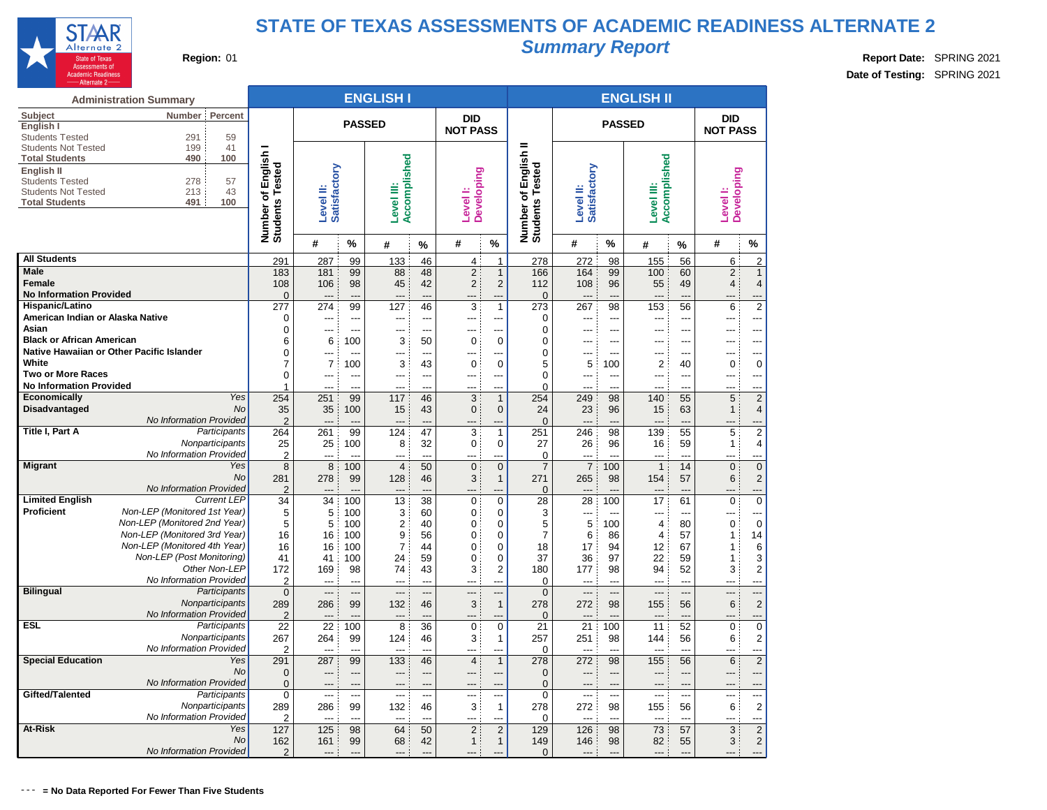# STATE OF TEXAS ASSESSMENTS OF ACADEMIC READINESS ALTERNATE 2

## *Summary Report*

**Region:** 01

**Report Date:** SPRING 2021

**Date of Testing:** SPRING 2021

### Administration Summary

| Subject | Number | Percent |
|---|---|---|
| **English I** | | |
| Students Tested | 291 | 59 |
| Students Not Tested | 199 | 41 |
| **Total Students** | **490** | **100** |
| **English II** | | |
| Students Tested | 278 | 57 |
| Students Not Tested | 213 | 43 |
| **Total Students** | **491** | **100** |

| | | ENGLISH I | | | | | | | ENGLISH II | | | | | | |
|---|---|---|---|---|---|---|---|---|---|---|---|---|---|---|---|
| | | | PASSED | | | | DID NOT PASS | | | PASSED | | | | DID NOT PASS | |
| | | Number of English I Students Tested | Level II: Satisfactory | | Level III: Accomplished | | Level I: Developing | | Number of English II Students Tested | Level II: Satisfactory | | Level III: Accomplished | | Level I: Developing | |
| | | | # | % | # | % | # | % | | # | % | # | % | # | % |
| **All Students** | | 291 | 287 | 99 | 133 | 46 | 4 | 1 | 278 | 272 | 98 | 155 | 56 | 6 | 2 |
| **Male** | | 183 | 181 | 99 | 88 | 48 | 2 | 1 | 166 | 164 | 99 | 100 | 60 | 2 | 1 |
| **Female** | | 108 | 106 | 98 | 45 | 42 | 2 | 2 | 112 | 108 | 96 | 55 | 49 | 4 | 4 |
| **No Information Provided** | | 0 | --- | --- | --- | --- | --- | --- | 0 | --- | --- | --- | --- | --- | --- |
| **Hispanic/Latino** | | 277 | 274 | 99 | 127 | 46 | 3 | 1 | 273 | 267 | 98 | 153 | 56 | 6 | 2 |
| **American Indian or Alaska Native** | | 0 | --- | --- | --- | --- | --- | --- | 0 | --- | --- | --- | --- | --- | --- |
| **Asian** | | 0 | --- | --- | --- | --- | --- | --- | 0 | --- | --- | --- | --- | --- | --- |
| **Black or African American** | | 6 | 6 | 100 | 3 | 50 | 0 | 0 | 0 | --- | --- | --- | --- | --- | --- |
| **Native Hawaiian or Other Pacific Islander** | | 0 | --- | --- | --- | --- | --- | --- | 0 | --- | --- | --- | --- | --- | --- |
| **White** | | 7 | 7 | 100 | 3 | 43 | 0 | 0 | 5 | 5 | 100 | 2 | 40 | 0 | 0 |
| **Two or More Races** | | 0 | --- | --- | --- | --- | --- | --- | 0 | --- | --- | --- | --- | --- | --- |
| **No Information Provided** | | 1 | --- | --- | --- | --- | --- | --- | 0 | --- | --- | --- | --- | --- | --- |
| **Economically Disadvantaged** | *Yes* | 254 | 251 | 99 | 117 | 46 | 3 | 1 | 254 | 249 | 98 | 140 | 55 | 5 | 2 |
| | *No* | 35 | 35 | 100 | 15 | 43 | 0 | 0 | 24 | 23 | 96 | 15 | 63 | 1 | 4 |
| | *No Information Provided* | 2 | --- | --- | --- | --- | --- | --- | 0 | --- | --- | --- | --- | --- | --- |
| **Title I, Part A** | *Participants* | 264 | 261 | 99 | 124 | 47 | 3 | 1 | 251 | 246 | 98 | 139 | 55 | 5 | 2 |
| | *Nonparticipants* | 25 | 25 | 100 | 8 | 32 | 0 | 0 | 27 | 26 | 96 | 16 | 59 | 1 | 4 |
| | *No Information Provided* | 2 | --- | --- | --- | --- | --- | --- | 0 | --- | --- | --- | --- | --- | --- |
| **Migrant** | *Yes* | 8 | 8 | 100 | 4 | 50 | 0 | 0 | 7 | 7 | 100 | 1 | 14 | 0 | 0 |
| | *No* | 281 | 278 | 99 | 128 | 46 | 3 | 1 | 271 | 265 | 98 | 154 | 57 | 6 | 2 |
| | *No Information Provided* | 2 | --- | --- | --- | --- | --- | --- | 0 | --- | --- | --- | --- | --- | --- |
| **Limited English Proficient** | *Current LEP* | 34 | 34 | 100 | 13 | 38 | 0 | 0 | 28 | 28 | 100 | 17 | 61 | 0 | 0 |
| | *Non-LEP (Monitored 1st Year)* | 5 | 5 | 100 | 3 | 60 | 0 | 0 | 3 | --- | --- | --- | --- | --- | --- |
| | *Non-LEP (Monitored 2nd Year)* | 5 | 5 | 100 | 2 | 40 | 0 | 0 | 5 | 5 | 100 | 4 | 80 | 0 | 0 |
| | *Non-LEP (Monitored 3rd Year)* | 16 | 16 | 100 | 9 | 56 | 0 | 0 | 7 | 6 | 86 | 4 | 57 | 1 | 14 |
| | *Non-LEP (Monitored 4th Year)* | 16 | 16 | 100 | 7 | 44 | 0 | 0 | 18 | 17 | 94 | 12 | 67 | 1 | 6 |
| | *Non-LEP (Post Monitoring)* | 41 | 41 | 100 | 24 | 59 | 0 | 0 | 37 | 36 | 97 | 22 | 59 | 1 | 3 |
| | *Other Non-LEP* | 172 | 169 | 98 | 74 | 43 | 3 | 2 | 180 | 177 | 98 | 94 | 52 | 3 | 2 |
| | *No Information Provided* | 2 | --- | --- | --- | --- | --- | --- | 0 | --- | --- | --- | --- | --- | --- |
| **Bilingual** | *Participants* | 0 | --- | --- | --- | --- | --- | --- | 0 | --- | --- | --- | --- | --- | --- |
| | *Nonparticipants* | 289 | 286 | 99 | 132 | 46 | 3 | 1 | 278 | 272 | 98 | 155 | 56 | 6 | 2 |
| | *No Information Provided* | 2 | --- | --- | --- | --- | --- | --- | 0 | --- | --- | --- | --- | --- | --- |
| **ESL** | *Participants* | 22 | 22 | 100 | 8 | 36 | 0 | 0 | 21 | 21 | 100 | 11 | 52 | 0 | 0 |
| | *Nonparticipants* | 267 | 264 | 99 | 124 | 46 | 3 | 1 | 257 | 251 | 98 | 144 | 56 | 6 | 2 |
| | *No Information Provided* | 2 | --- | --- | --- | --- | --- | --- | 0 | --- | --- | --- | --- | --- | --- |
| **Special Education** | *Yes* | 291 | 287 | 99 | 133 | 46 | 4 | 1 | 278 | 272 | 98 | 155 | 56 | 6 | 2 |
| | *No* | 0 | --- | --- | --- | --- | --- | --- | 0 | --- | --- | --- | --- | --- | --- |
| | *No Information Provided* | 0 | --- | --- | --- | --- | --- | --- | 0 | --- | --- | --- | --- | --- | --- |
| **Gifted/Talented** | *Participants* | 0 | --- | --- | --- | --- | --- | --- | 0 | --- | --- | --- | --- | --- | --- |
| | *Nonparticipants* | 289 | 286 | 99 | 132 | 46 | 3 | 1 | 278 | 272 | 98 | 155 | 56 | 6 | 2 |
| | *No Information Provided* | 2 | --- | --- | --- | --- | --- | --- | 0 | --- | --- | --- | --- | --- | --- |
| **At-Risk** | *Yes* | 127 | 125 | 98 | 64 | 50 | 2 | 2 | 129 | 126 | 98 | 73 | 57 | 3 | 2 |
| | *No* | 162 | 161 | 99 | 68 | 42 | 1 | 1 | 149 | 146 | 98 | 82 | 55 | 3 | 2 |
| | *No Information Provided* | 2 | --- | --- | --- | --- | --- | --- | 0 | --- | --- | --- | --- | --- | --- |

**--- = No Data Reported For Fewer Than Five Students**